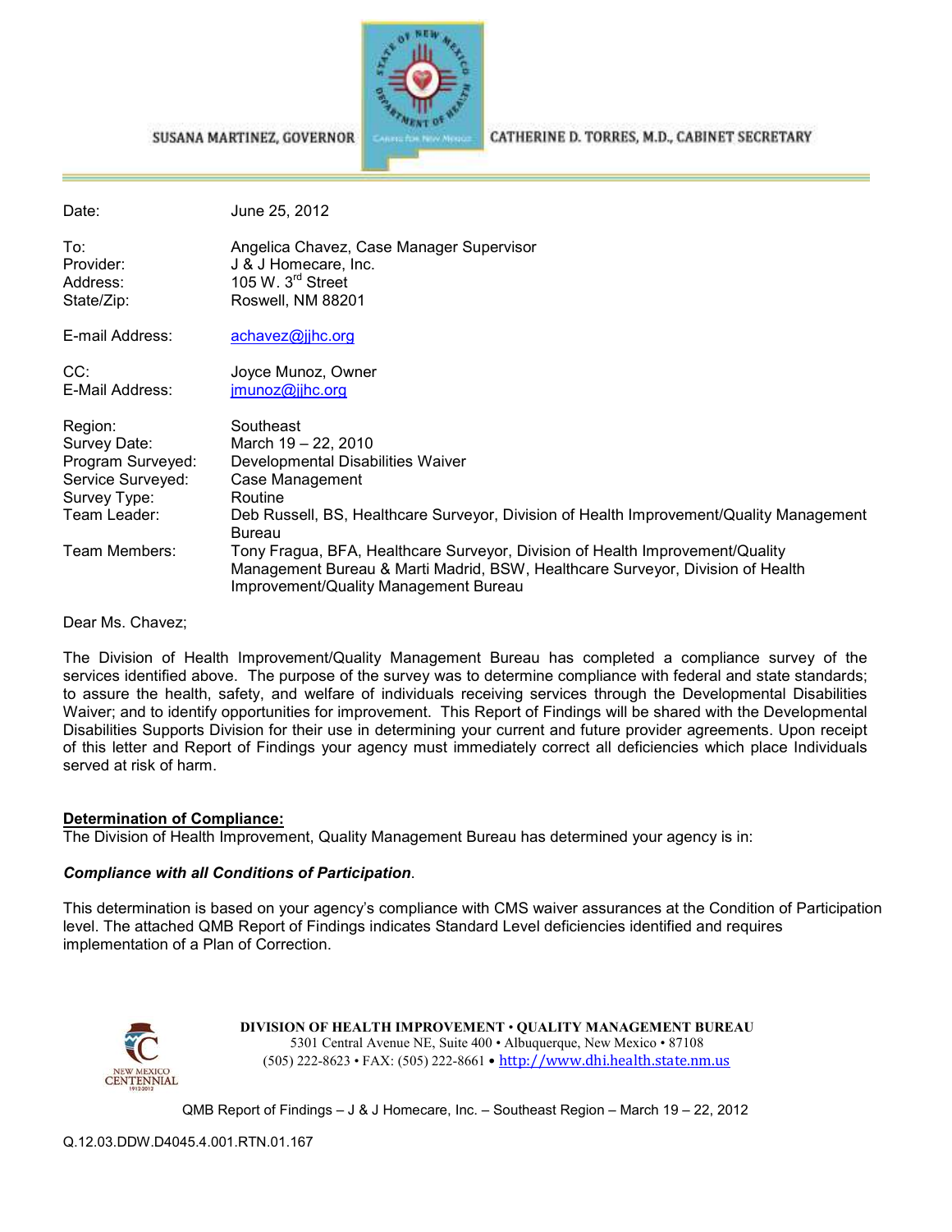SUSANA MARTINEZ, GOVERNOR

CATHERINE D. TORRES, M.D., CABINET SECRETARY

| | |
|---|---|
| Date: | June 25, 2012 |
| To: | Angelica Chavez, Case Manager Supervisor |
| Provider: | J & J Homecare, Inc. |
| Address: | 105 W. 3rd Street |
| State/Zip: | Roswell, NM 88201 |
| E-mail Address: | achavez@jjhc.org |
| CC: | Joyce Munoz, Owner |
| E-Mail Address: | jmunoz@jjhc.org |
| Region: | Southeast |
| Survey Date: | March 19 – 22, 2010 |
| Program Surveyed: | Developmental Disabilities Waiver |
| Service Surveyed: | Case Management |
| Survey Type: | Routine |
| Team Leader: | Deb Russell, BS, Healthcare Surveyor, Division of Health Improvement/Quality Management Bureau |
| Team Members: | Tony Fragua, BFA, Healthcare Surveyor, Division of Health Improvement/Quality Management Bureau & Marti Madrid, BSW, Healthcare Surveyor, Division of Health Improvement/Quality Management Bureau |

Dear Ms. Chavez;

The Division of Health Improvement/Quality Management Bureau has completed a compliance survey of the services identified above. The purpose of the survey was to determine compliance with federal and state standards; to assure the health, safety, and welfare of individuals receiving services through the Developmental Disabilities Waiver; and to identify opportunities for improvement. This Report of Findings will be shared with the Developmental Disabilities Supports Division for their use in determining your current and future provider agreements. Upon receipt of this letter and Report of Findings your agency must immediately correct all deficiencies which place Individuals served at risk of harm.

**Determination of Compliance:**

The Division of Health Improvement, Quality Management Bureau has determined your agency is in:

***Compliance with all Conditions of Participation*.**

This determination is based on your agency's compliance with CMS waiver assurances at the Condition of Participation level. The attached QMB Report of Findings indicates Standard Level deficiencies identified and requires implementation of a Plan of Correction.

**DIVISION OF HEALTH IMPROVEMENT • QUALITY MANAGEMENT BUREAU**
5301 Central Avenue NE, Suite 400 • Albuquerque, New Mexico • 87108
(505) 222-8623 • FAX: (505) 222-8661 • http://www.dhi.health.state.nm.us

QMB Report of Findings – J & J Homecare, Inc. – Southeast Region – March 19 – 22, 2012

Q.12.03.DDW.D4045.4.001.RTN.01.167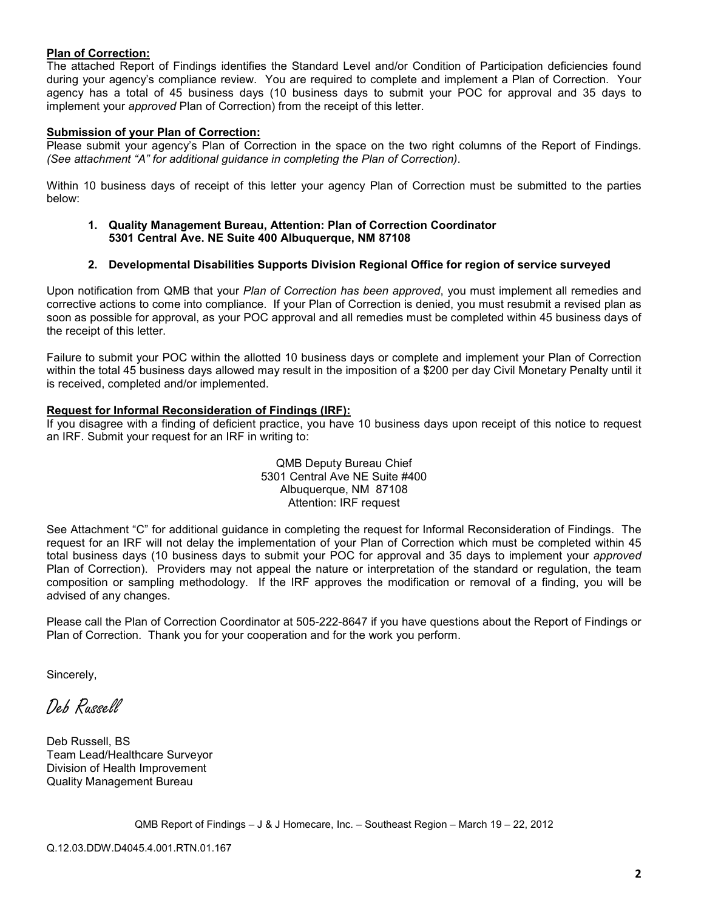**Plan of Correction:**

The attached Report of Findings identifies the Standard Level and/or Condition of Participation deficiencies found during your agency's compliance review. You are required to complete and implement a Plan of Correction. Your agency has a total of 45 business days (10 business days to submit your POC for approval and 35 days to implement your *approved* Plan of Correction) from the receipt of this letter.

**Submission of your Plan of Correction:**

Please submit your agency's Plan of Correction in the space on the two right columns of the Report of Findings. *(See attachment "A" for additional guidance in completing the Plan of Correction).*

Within 10 business days of receipt of this letter your agency Plan of Correction must be submitted to the parties below:

1. **Quality Management Bureau, Attention: Plan of Correction Coordinator 5301 Central Ave. NE Suite 400 Albuquerque, NM 87108**

2. **Developmental Disabilities Supports Division Regional Office for region of service surveyed**

Upon notification from QMB that your *Plan of Correction has been approved*, you must implement all remedies and corrective actions to come into compliance. If your Plan of Correction is denied, you must resubmit a revised plan as soon as possible for approval, as your POC approval and all remedies must be completed within 45 business days of the receipt of this letter.

Failure to submit your POC within the allotted 10 business days or complete and implement your Plan of Correction within the total 45 business days allowed may result in the imposition of a $200 per day Civil Monetary Penalty until it is received, completed and/or implemented.

**Request for Informal Reconsideration of Findings (IRF):**

If you disagree with a finding of deficient practice, you have 10 business days upon receipt of this notice to request an IRF. Submit your request for an IRF in writing to:

QMB Deputy Bureau Chief
5301 Central Ave NE Suite #400
Albuquerque, NM 87108
Attention: IRF request

See Attachment "C" for additional guidance in completing the request for Informal Reconsideration of Findings. The request for an IRF will not delay the implementation of your Plan of Correction which must be completed within 45 total business days (10 business days to submit your POC for approval and 35 days to implement your *approved* Plan of Correction). Providers may not appeal the nature or interpretation of the standard or regulation, the team composition or sampling methodology. If the IRF approves the modification or removal of a finding, you will be advised of any changes.

Please call the Plan of Correction Coordinator at 505-222-8647 if you have questions about the Report of Findings or Plan of Correction. Thank you for your cooperation and for the work you perform.

Sincerely,

Deb Russell

Deb Russell, BS
Team Lead/Healthcare Surveyor
Division of Health Improvement
Quality Management Bureau

QMB Report of Findings – J & J Homecare, Inc. – Southeast Region – March 19 – 22, 2012

Q.12.03.DDW.D4045.4.001.RTN.01.167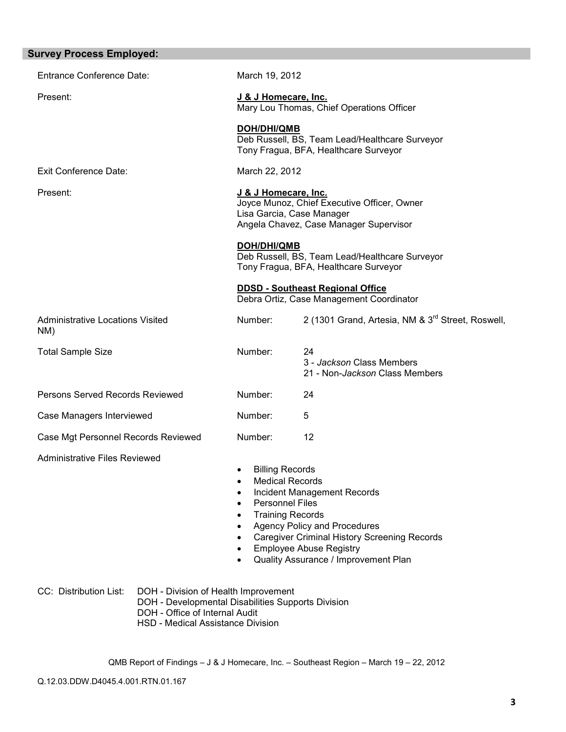## Survey Process Employed:

Entrance Conference Date: March 19, 2012

Present:

**J & J Homecare, Inc.**
Mary Lou Thomas, Chief Operations Officer

**DOH/DHI/QMB**
Deb Russell, BS, Team Lead/Healthcare Surveyor
Tony Fragua, BFA, Healthcare Surveyor

Exit Conference Date: March 22, 2012

Present:

**J & J Homecare, Inc.**
Joyce Munoz, Chief Executive Officer, Owner
Lisa Garcia, Case Manager
Angela Chavez, Case Manager Supervisor

**DOH/DHI/QMB**
Deb Russell, BS, Team Lead/Healthcare Surveyor
Tony Fragua, BFA, Healthcare Surveyor

**DDSD - Southeast Regional Office**
Debra Ortiz, Case Management Coordinator

Administrative Locations Visited — Number: 2 (1301 Grand, Artesia, NM & 3rd Street, Roswell, NM)

Total Sample Size — Number: 24
- 3 - *Jackson* Class Members
- 21 - Non-*Jackson* Class Members

Persons Served Records Reviewed — Number: 24

Case Managers Interviewed — Number: 5

Case Mgt Personnel Records Reviewed — Number: 12

Administrative Files Reviewed

- Billing Records
- Medical Records
- Incident Management Records
- Personnel Files
- Training Records
- Agency Policy and Procedures
- Caregiver Criminal History Screening Records
- Employee Abuse Registry
- Quality Assurance / Improvement Plan

CC: Distribution List:
- DOH - Division of Health Improvement
- DOH - Developmental Disabilities Supports Division
- DOH - Office of Internal Audit
- HSD - Medical Assistance Division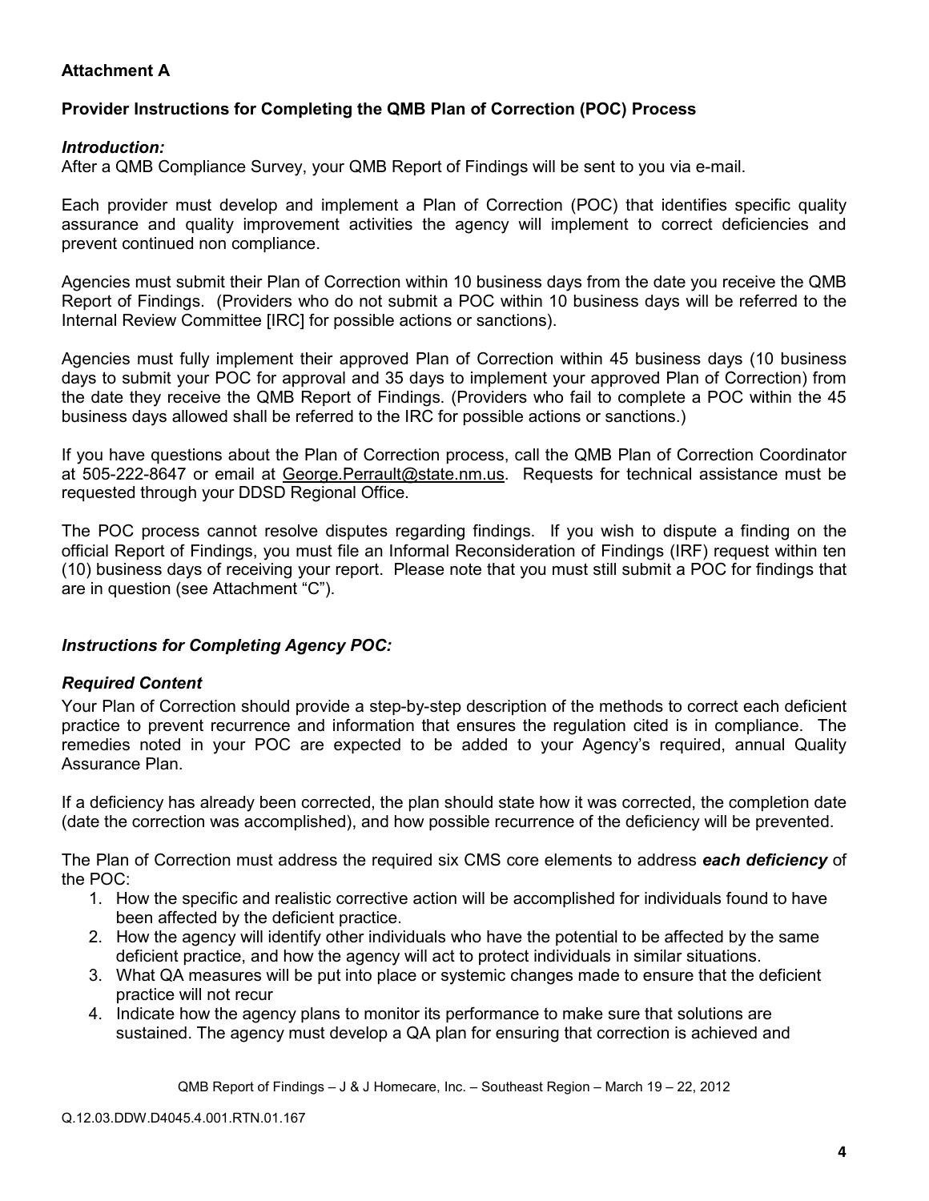**Attachment A**

**Provider Instructions for Completing the QMB Plan of Correction (POC) Process**

***Introduction:***

After a QMB Compliance Survey, your QMB Report of Findings will be sent to you via e-mail.

Each provider must develop and implement a Plan of Correction (POC) that identifies specific quality assurance and quality improvement activities the agency will implement to correct deficiencies and prevent continued non compliance.

Agencies must submit their Plan of Correction within 10 business days from the date you receive the QMB Report of Findings. (Providers who do not submit a POC within 10 business days will be referred to the Internal Review Committee [IRC] for possible actions or sanctions).

Agencies must fully implement their approved Plan of Correction within 45 business days (10 business days to submit your POC for approval and 35 days to implement your approved Plan of Correction) from the date they receive the QMB Report of Findings. (Providers who fail to complete a POC within the 45 business days allowed shall be referred to the IRC for possible actions or sanctions.)

If you have questions about the Plan of Correction process, call the QMB Plan of Correction Coordinator at 505-222-8647 or email at George.Perrault@state.nm.us. Requests for technical assistance must be requested through your DDSD Regional Office.

The POC process cannot resolve disputes regarding findings. If you wish to dispute a finding on the official Report of Findings, you must file an Informal Reconsideration of Findings (IRF) request within ten (10) business days of receiving your report. Please note that you must still submit a POC for findings that are in question (see Attachment "C").

***Instructions for Completing Agency POC:***

***Required Content***

Your Plan of Correction should provide a step-by-step description of the methods to correct each deficient practice to prevent recurrence and information that ensures the regulation cited is in compliance. The remedies noted in your POC are expected to be added to your Agency's required, annual Quality Assurance Plan.

If a deficiency has already been corrected, the plan should state how it was corrected, the completion date (date the correction was accomplished), and how possible recurrence of the deficiency will be prevented.

The Plan of Correction must address the required six CMS core elements to address ***each deficiency*** of the POC:

1. How the specific and realistic corrective action will be accomplished for individuals found to have been affected by the deficient practice.
2. How the agency will identify other individuals who have the potential to be affected by the same deficient practice, and how the agency will act to protect individuals in similar situations.
3. What QA measures will be put into place or systemic changes made to ensure that the deficient practice will not recur
4. Indicate how the agency plans to monitor its performance to make sure that solutions are sustained. The agency must develop a QA plan for ensuring that correction is achieved and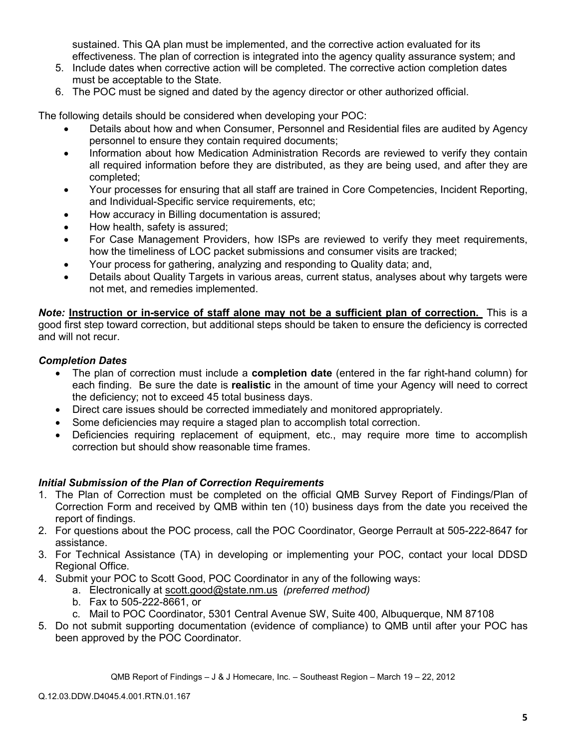sustained. This QA plan must be implemented, and the corrective action evaluated for its effectiveness. The plan of correction is integrated into the agency quality assurance system; and

5. Include dates when corrective action will be completed. The corrective action completion dates must be acceptable to the State.
6. The POC must be signed and dated by the agency director or other authorized official.

The following details should be considered when developing your POC:

- Details about how and when Consumer, Personnel and Residential files are audited by Agency personnel to ensure they contain required documents;
- Information about how Medication Administration Records are reviewed to verify they contain all required information before they are distributed, as they are being used, and after they are completed;
- Your processes for ensuring that all staff are trained in Core Competencies, Incident Reporting, and Individual-Specific service requirements, etc;
- How accuracy in Billing documentation is assured;
- How health, safety is assured;
- For Case Management Providers, how ISPs are reviewed to verify they meet requirements, how the timeliness of LOC packet submissions and consumer visits are tracked;
- Your process for gathering, analyzing and responding to Quality data; and,
- Details about Quality Targets in various areas, current status, analyses about why targets were not met, and remedies implemented.

***Note:*** **Instruction or in-service of staff alone may not be a sufficient plan of correction.** This is a good first step toward correction, but additional steps should be taken to ensure the deficiency is corrected and will not recur.

### *Completion Dates*

- The plan of correction must include a **completion date** (entered in the far right-hand column) for each finding. Be sure the date is **realistic** in the amount of time your Agency will need to correct the deficiency; not to exceed 45 total business days.
- Direct care issues should be corrected immediately and monitored appropriately.
- Some deficiencies may require a staged plan to accomplish total correction.
- Deficiencies requiring replacement of equipment, etc., may require more time to accomplish correction but should show reasonable time frames.

### *Initial Submission of the Plan of Correction Requirements*

1. The Plan of Correction must be completed on the official QMB Survey Report of Findings/Plan of Correction Form and received by QMB within ten (10) business days from the date you received the report of findings.
2. For questions about the POC process, call the POC Coordinator, George Perrault at 505-222-8647 for assistance.
3. For Technical Assistance (TA) in developing or implementing your POC, contact your local DDSD Regional Office.
4. Submit your POC to Scott Good, POC Coordinator in any of the following ways:
   a. Electronically at scott.good@state.nm.us *(preferred method)*
   b. Fax to 505-222-8661, or
   c. Mail to POC Coordinator, 5301 Central Avenue SW, Suite 400, Albuquerque, NM 87108
5. Do not submit supporting documentation (evidence of compliance) to QMB until after your POC has been approved by the POC Coordinator.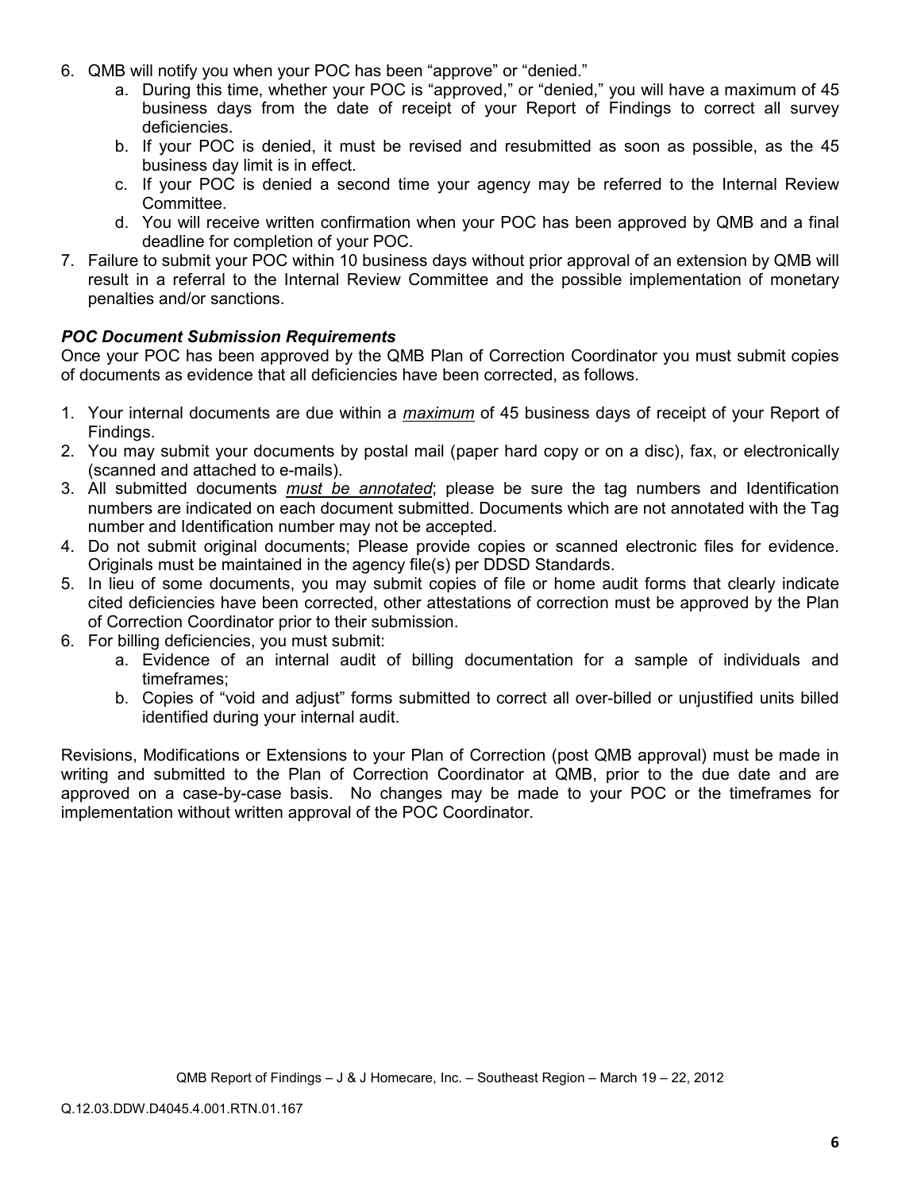6. QMB will notify you when your POC has been "approve" or "denied."
    a. During this time, whether your POC is "approved," or "denied," you will have a maximum of 45 business days from the date of receipt of your Report of Findings to correct all survey deficiencies.
    b. If your POC is denied, it must be revised and resubmitted as soon as possible, as the 45 business day limit is in effect.
    c. If your POC is denied a second time your agency may be referred to the Internal Review Committee.
    d. You will receive written confirmation when your POC has been approved by QMB and a final deadline for completion of your POC.
7. Failure to submit your POC within 10 business days without prior approval of an extension by QMB will result in a referral to the Internal Review Committee and the possible implementation of monetary penalties and/or sanctions.

***POC Document Submission Requirements***

Once your POC has been approved by the QMB Plan of Correction Coordinator you must submit copies of documents as evidence that all deficiencies have been corrected, as follows.

1. Your internal documents are due within a ***maximum*** of 45 business days of receipt of your Report of Findings.
2. You may submit your documents by postal mail (paper hard copy or on a disc), fax, or electronically (scanned and attached to e-mails).
3. All submitted documents ***must be annotated***; please be sure the tag numbers and Identification numbers are indicated on each document submitted. Documents which are not annotated with the Tag number and Identification number may not be accepted.
4. Do not submit original documents; Please provide copies or scanned electronic files for evidence. Originals must be maintained in the agency file(s) per DDSD Standards.
5. In lieu of some documents, you may submit copies of file or home audit forms that clearly indicate cited deficiencies have been corrected, other attestations of correction must be approved by the Plan of Correction Coordinator prior to their submission.
6. For billing deficiencies, you must submit:
    a. Evidence of an internal audit of billing documentation for a sample of individuals and timeframes;
    b. Copies of "void and adjust" forms submitted to correct all over-billed or unjustified units billed identified during your internal audit.

Revisions, Modifications or Extensions to your Plan of Correction (post QMB approval) must be made in writing and submitted to the Plan of Correction Coordinator at QMB, prior to the due date and are approved on a case-by-case basis. No changes may be made to your POC or the timeframes for implementation without written approval of the POC Coordinator.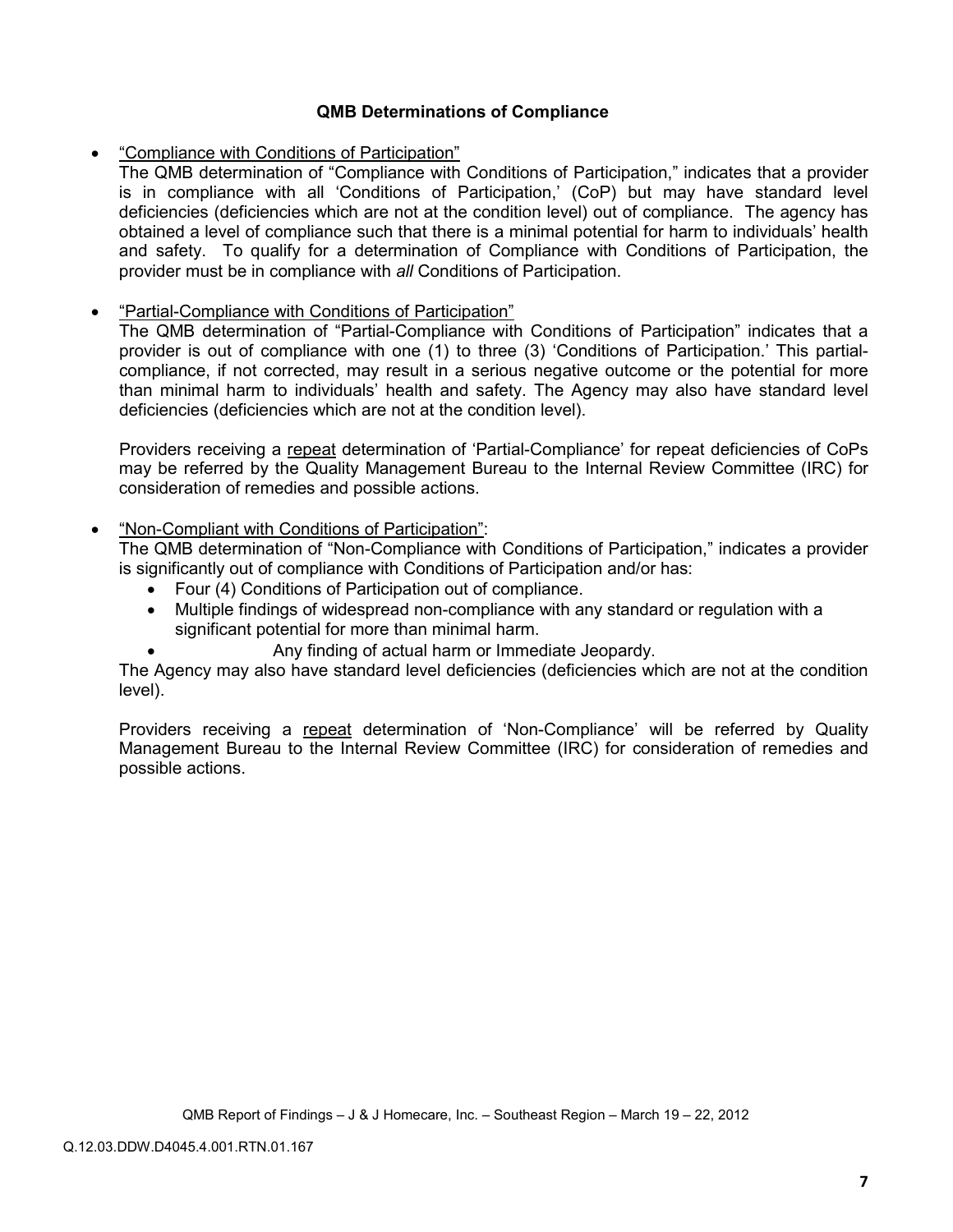**QMB Determinations of Compliance**

- "Compliance with Conditions of Participation"
  The QMB determination of "Compliance with Conditions of Participation," indicates that a provider is in compliance with all 'Conditions of Participation,' (CoP) but may have standard level deficiencies (deficiencies which are not at the condition level) out of compliance. The agency has obtained a level of compliance such that there is a minimal potential for harm to individuals' health and safety. To qualify for a determination of Compliance with Conditions of Participation, the provider must be in compliance with *all* Conditions of Participation.

- "Partial-Compliance with Conditions of Participation"
  The QMB determination of "Partial-Compliance with Conditions of Participation" indicates that a provider is out of compliance with one (1) to three (3) 'Conditions of Participation.' This partial-compliance, if not corrected, may result in a serious negative outcome or the potential for more than minimal harm to individuals' health and safety. The Agency may also have standard level deficiencies (deficiencies which are not at the condition level).

  Providers receiving a repeat determination of 'Partial-Compliance' for repeat deficiencies of CoPs may be referred by the Quality Management Bureau to the Internal Review Committee (IRC) for consideration of remedies and possible actions.

- "Non-Compliant with Conditions of Participation":
  The QMB determination of "Non-Compliance with Conditions of Participation," indicates a provider is significantly out of compliance with Conditions of Participation and/or has:
  - Four (4) Conditions of Participation out of compliance.
  - Multiple findings of widespread non-compliance with any standard or regulation with a significant potential for more than minimal harm.
  - Any finding of actual harm or Immediate Jeopardy.

  The Agency may also have standard level deficiencies (deficiencies which are not at the condition level).

  Providers receiving a repeat determination of 'Non-Compliance' will be referred by Quality Management Bureau to the Internal Review Committee (IRC) for consideration of remedies and possible actions.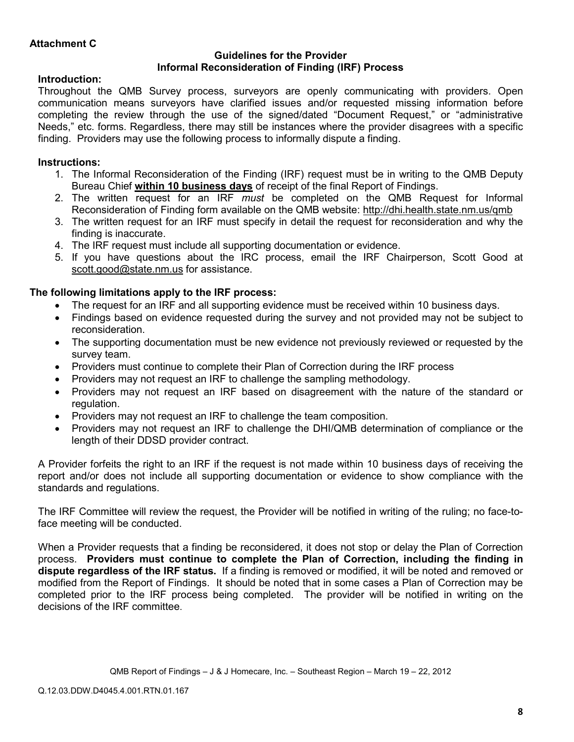**Attachment C**

**Guidelines for the Provider**
**Informal Reconsideration of Finding (IRF) Process**

**Introduction:**

Throughout the QMB Survey process, surveyors are openly communicating with providers. Open communication means surveyors have clarified issues and/or requested missing information before completing the review through the use of the signed/dated "Document Request," or "administrative Needs," etc. forms. Regardless, there may still be instances where the provider disagrees with a specific finding. Providers may use the following process to informally dispute a finding.

**Instructions:**

1. The Informal Reconsideration of the Finding (IRF) request must be in writing to the QMB Deputy Bureau Chief **within 10 business days** of receipt of the final Report of Findings.
2. The written request for an IRF *must* be completed on the QMB Request for Informal Reconsideration of Finding form available on the QMB website: http://dhi.health.state.nm.us/qmb
3. The written request for an IRF must specify in detail the request for reconsideration and why the finding is inaccurate.
4. The IRF request must include all supporting documentation or evidence.
5. If you have questions about the IRC process, email the IRF Chairperson, Scott Good at scott.good@state.nm.us for assistance.

**The following limitations apply to the IRF process:**

- The request for an IRF and all supporting evidence must be received within 10 business days.
- Findings based on evidence requested during the survey and not provided may not be subject to reconsideration.
- The supporting documentation must be new evidence not previously reviewed or requested by the survey team.
- Providers must continue to complete their Plan of Correction during the IRF process
- Providers may not request an IRF to challenge the sampling methodology.
- Providers may not request an IRF based on disagreement with the nature of the standard or regulation.
- Providers may not request an IRF to challenge the team composition.
- Providers may not request an IRF to challenge the DHI/QMB determination of compliance or the length of their DDSD provider contract.

A Provider forfeits the right to an IRF if the request is not made within 10 business days of receiving the report and/or does not include all supporting documentation or evidence to show compliance with the standards and regulations.

The IRF Committee will review the request, the Provider will be notified in writing of the ruling; no face-to-face meeting will be conducted.

When a Provider requests that a finding be reconsidered, it does not stop or delay the Plan of Correction process. **Providers must continue to complete the Plan of Correction, including the finding in dispute regardless of the IRF status.** If a finding is removed or modified, it will be noted and removed or modified from the Report of Findings. It should be noted that in some cases a Plan of Correction may be completed prior to the IRF process being completed. The provider will be notified in writing on the decisions of the IRF committee.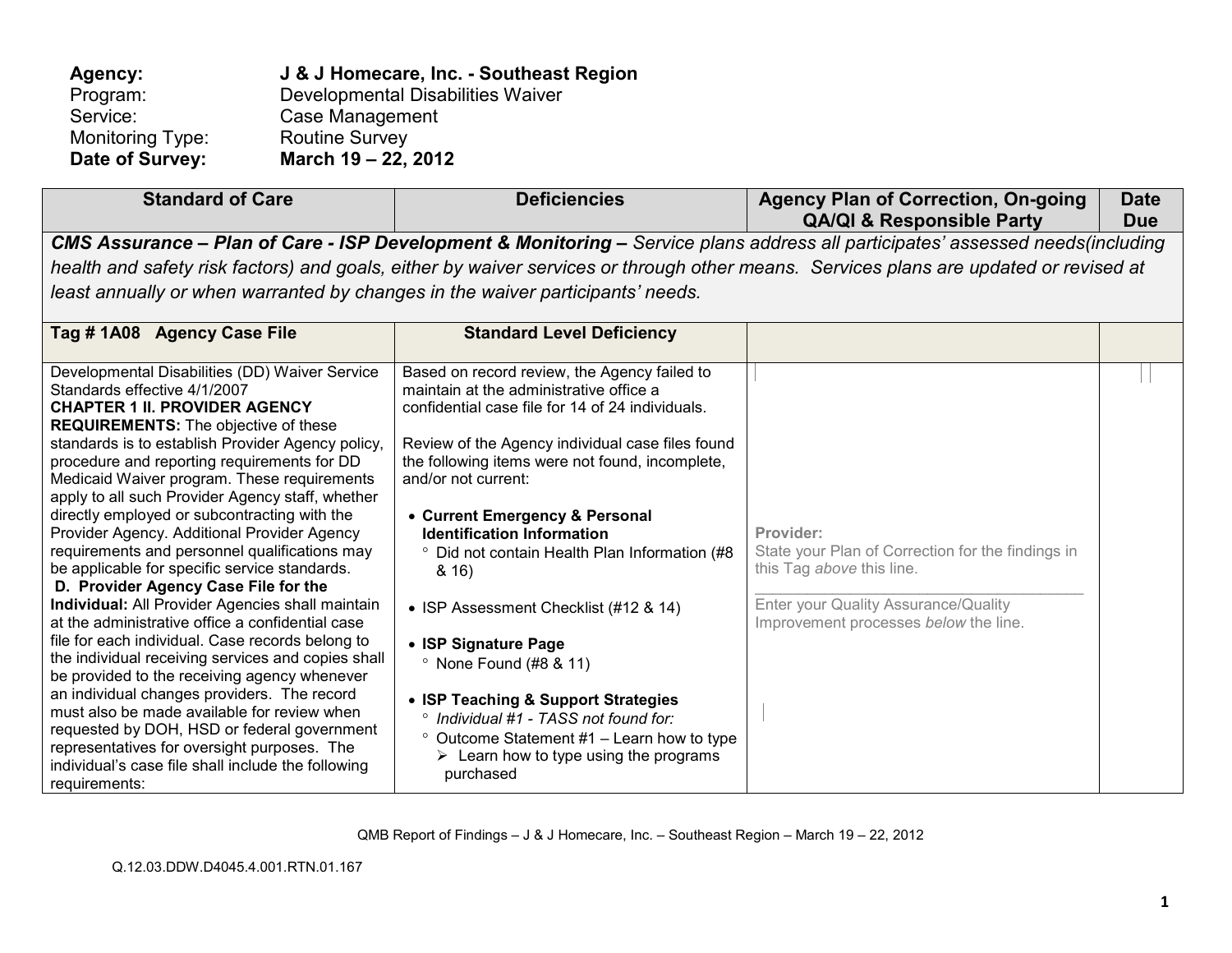| | |
|---|---|
| **Agency:** | **J & J Homecare, Inc. - Southeast Region** |
| Program: | Developmental Disabilities Waiver |
| Service: | Case Management |
| Monitoring Type: | Routine Survey |
| **Date of Survey:** | **March 19 – 22, 2012** |

| Standard of Care | Deficiencies | Agency Plan of Correction, On-going QA/QI & Responsible Party | Date Due |
|---|---|---|---|
| ***CMS Assurance – Plan of Care - ISP Development & Monitoring –*** *Service plans address all participates' assessed needs(including health and safety risk factors) and goals, either by waiver services or through other means. Services plans are updated or revised at least annually or when warranted by changes in the waiver participants' needs.* | | | |
| **Tag # 1A08 Agency Case File** | **Standard Level Deficiency** | | |
| Developmental Disabilities (DD) Waiver Service Standards effective 4/1/2007<br>**CHAPTER 1 II. PROVIDER AGENCY REQUIREMENTS:** The objective of these standards is to establish Provider Agency policy, procedure and reporting requirements for DD Medicaid Waiver program. These requirements apply to all such Provider Agency staff, whether directly employed or subcontracting with the Provider Agency. Additional Provider Agency requirements and personnel qualifications may be applicable for specific service standards.<br>**D. Provider Agency Case File for the Individual:** All Provider Agencies shall maintain at the administrative office a confidential case file for each individual. Case records belong to the individual receiving services and copies shall be provided to the receiving agency whenever an individual changes providers. The record must also be made available for review when requested by DOH, HSD or federal government representatives for oversight purposes. The individual's case file shall include the following requirements: | Based on record review, the Agency failed to maintain at the administrative office a confidential case file for 14 of 24 individuals.<br><br>Review of the Agency individual case files found the following items were not found, incomplete, and/or not current:<br><br>• **Current Emergency & Personal Identification Information**<br>&nbsp;&nbsp;° Did not contain Health Plan Information (#8 & 16)<br><br>• ISP Assessment Checklist (#12 & 14)<br><br>• **ISP Signature Page**<br>&nbsp;&nbsp;° None Found (#8 & 11)<br><br>• **ISP Teaching & Support Strategies**<br>&nbsp;&nbsp;° *Individual #1 - TASS not found for:*<br>&nbsp;&nbsp;° Outcome Statement #1 – Learn how to type<br>&nbsp;&nbsp;&nbsp;&nbsp;➢ Learn how to type using the programs purchased | **Provider:**<br>State your Plan of Correction for the findings in this Tag *above* this line.<br>\_\_\_\_\_\_\_\_\_\_\_\_\_\_\_\_\_\_\_\_\_\_\_\_\_\_\_\_\_\_\_\_\_\_\_\_<br>Enter your Quality Assurance/Quality Improvement processes *below* the line. | |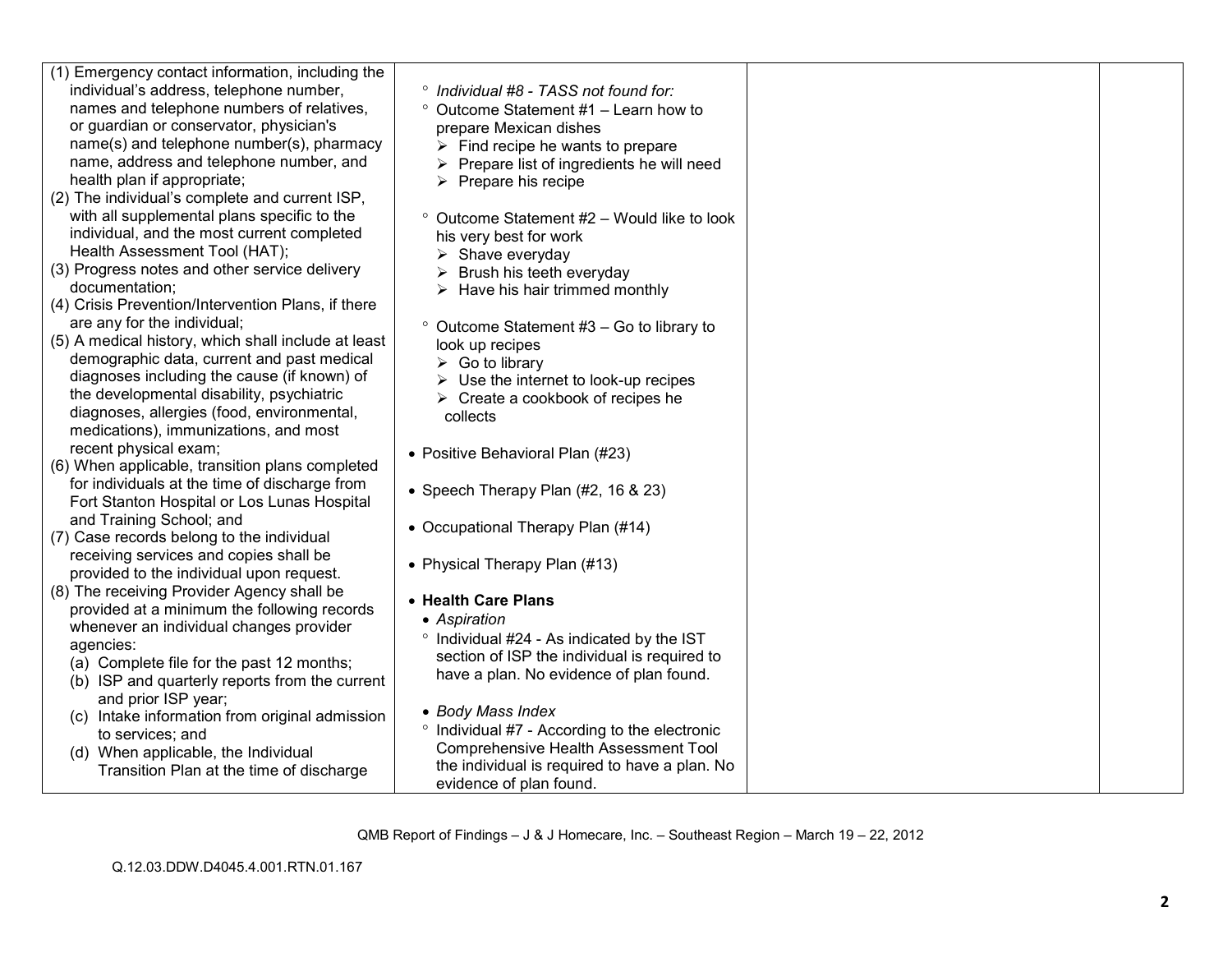| | | | |
|---|---|---|---|
| (1) Emergency contact information, including the individual's address, telephone number, names and telephone numbers of relatives, or guardian or conservator, physician's name(s) and telephone number(s), pharmacy name, address and telephone number, and health plan if appropriate;<br>(2) The individual's complete and current ISP, with all supplemental plans specific to the individual, and the most current completed Health Assessment Tool (HAT);<br>(3) Progress notes and other service delivery documentation;<br>(4) Crisis Prevention/Intervention Plans, if there are any for the individual;<br>(5) A medical history, which shall include at least demographic data, current and past medical diagnoses including the cause (if known) of the developmental disability, psychiatric diagnoses, allergies (food, environmental, medications), immunizations, and most recent physical exam;<br>(6) When applicable, transition plans completed for individuals at the time of discharge from Fort Stanton Hospital or Los Lunas Hospital and Training School; and<br>(7) Case records belong to the individual receiving services and copies shall be provided to the individual upon request.<br>(8) The receiving Provider Agency shall be provided at a minimum the following records whenever an individual changes provider agencies:<br>(a) Complete file for the past 12 months;<br>(b) ISP and quarterly reports from the current and prior ISP year;<br>(c) Intake information from original admission to services; and<br>(d) When applicable, the Individual Transition Plan at the time of discharge | ° *Individual #8 - TASS not found for:*<br>° Outcome Statement #1 – Learn how to prepare Mexican dishes<br>➢ Find recipe he wants to prepare<br>➢ Prepare list of ingredients he will need<br>➢ Prepare his recipe<br><br>° Outcome Statement #2 – Would like to look his very best for work<br>➢ Shave everyday<br>➢ Brush his teeth everyday<br>➢ Have his hair trimmed monthly<br><br>° Outcome Statement #3 – Go to library to look up recipes<br>➢ Go to library<br>➢ Use the internet to look-up recipes<br>➢ Create a cookbook of recipes he collects<br><br>• Positive Behavioral Plan (#23)<br><br>• Speech Therapy Plan (#2, 16 & 23)<br><br>• Occupational Therapy Plan (#14)<br><br>• Physical Therapy Plan (#13)<br><br>• **Health Care Plans**<br>• *Aspiration*<br>° Individual #24 - As indicated by the IST section of ISP the individual is required to have a plan. No evidence of plan found.<br><br>• *Body Mass Index*<br>° Individual #7 - According to the electronic Comprehensive Health Assessment Tool the individual is required to have a plan. No evidence of plan found. | | |

QMB Report of Findings – J & J Homecare, Inc. – Southeast Region – March 19 – 22, 2012

Q.12.03.DDW.D4045.4.001.RTN.01.167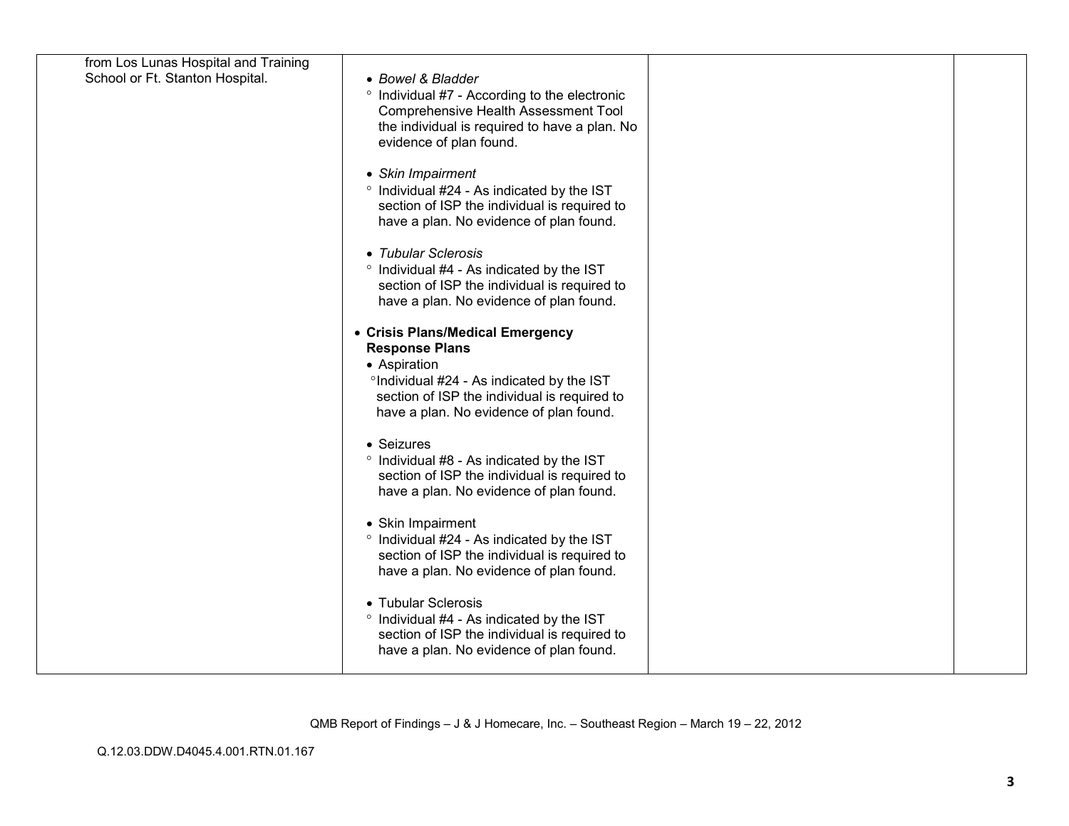| | | | |
|---|---|---|---|
| from Los Lunas Hospital and Training School or Ft. Stanton Hospital. | • *Bowel & Bladder*<br>° Individual #7 - According to the electronic Comprehensive Health Assessment Tool the individual is required to have a plan. No evidence of plan found.<br><br>• *Skin Impairment*<br>° Individual #24 - As indicated by the IST section of ISP the individual is required to have a plan. No evidence of plan found.<br><br>• *Tubular Sclerosis*<br>° Individual #4 - As indicated by the IST section of ISP the individual is required to have a plan. No evidence of plan found.<br><br>• **Crisis Plans/Medical Emergency Response Plans**<br>• Aspiration<br>° Individual #24 - As indicated by the IST section of ISP the individual is required to have a plan. No evidence of plan found.<br><br>• Seizures<br>° Individual #8 - As indicated by the IST section of ISP the individual is required to have a plan. No evidence of plan found.<br><br>• Skin Impairment<br>° Individual #24 - As indicated by the IST section of ISP the individual is required to have a plan. No evidence of plan found.<br><br>• Tubular Sclerosis<br>° Individual #4 - As indicated by the IST section of ISP the individual is required to have a plan. No evidence of plan found. | | |

QMB Report of Findings – J & J Homecare, Inc. – Southeast Region – March 19 – 22, 2012

Q.12.03.DDW.D4045.4.001.RTN.01.167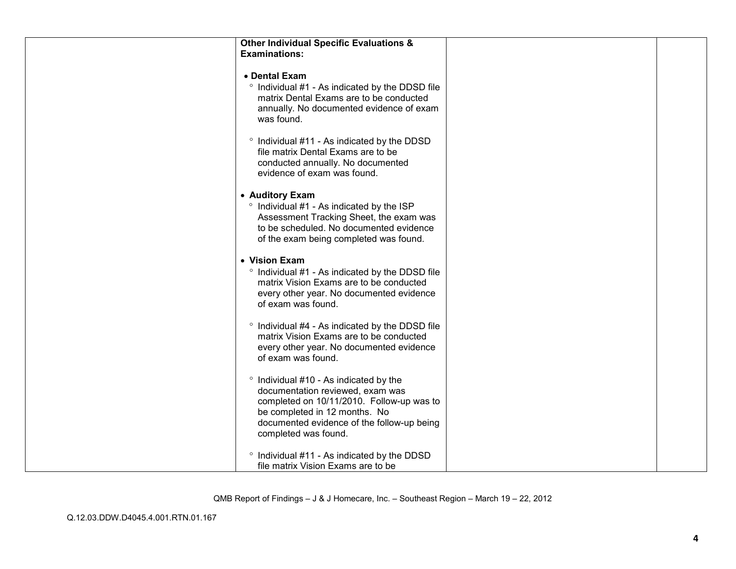| | | | |
|---|---|---|---|
| | **Other Individual Specific Evaluations & Examinations:**<br><br>• **Dental Exam**<br>° Individual #1 - As indicated by the DDSD file matrix Dental Exams are to be conducted annually. No documented evidence of exam was found.<br><br>° Individual #11 - As indicated by the DDSD file matrix Dental Exams are to be conducted annually. No documented evidence of exam was found.<br><br>• **Auditory Exam**<br>° Individual #1 - As indicated by the ISP Assessment Tracking Sheet, the exam was to be scheduled. No documented evidence of the exam being completed was found.<br><br>• **Vision Exam**<br>° Individual #1 - As indicated by the DDSD file matrix Vision Exams are to be conducted every other year. No documented evidence of exam was found.<br><br>° Individual #4 - As indicated by the DDSD file matrix Vision Exams are to be conducted every other year. No documented evidence of exam was found.<br><br>° Individual #10 - As indicated by the documentation reviewed, exam was completed on 10/11/2010. Follow-up was to be completed in 12 months. No documented evidence of the follow-up being completed was found.<br><br>° Individual #11 - As indicated by the DDSD file matrix Vision Exams are to be | | |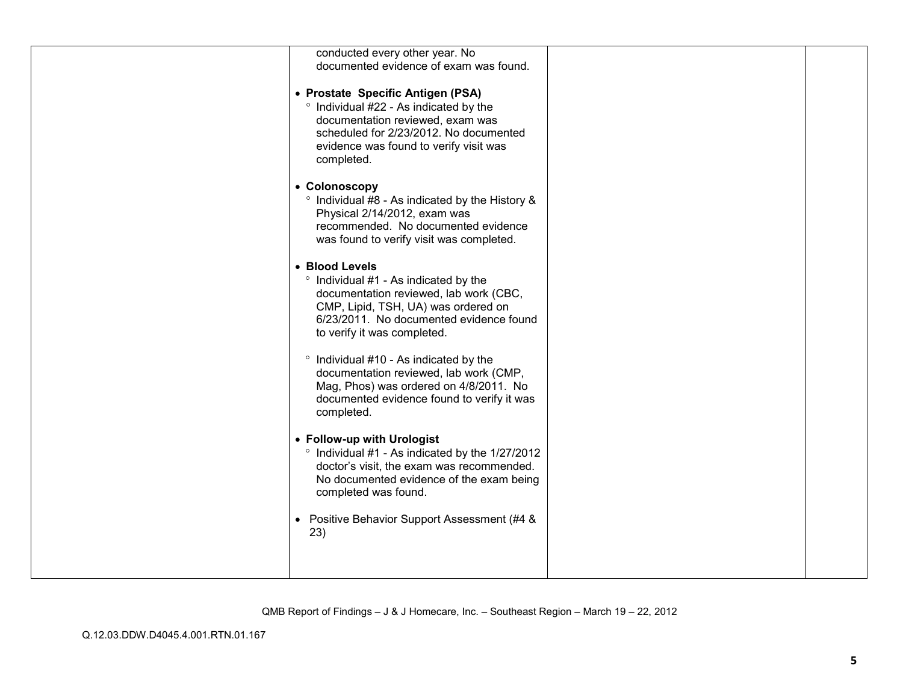| | | | |
|---|---|---|---|
| | conducted every other year. No documented evidence of exam was found.<br><br>• **Prostate Specific Antigen (PSA)**<br>° Individual #22 - As indicated by the documentation reviewed, exam was scheduled for 2/23/2012. No documented evidence was found to verify visit was completed.<br><br>• **Colonoscopy**<br>° Individual #8 - As indicated by the History & Physical 2/14/2012, exam was recommended. No documented evidence was found to verify visit was completed.<br><br>• **Blood Levels**<br>° Individual #1 - As indicated by the documentation reviewed, lab work (CBC, CMP, Lipid, TSH, UA) was ordered on 6/23/2011. No documented evidence found to verify it was completed.<br><br>° Individual #10 - As indicated by the documentation reviewed, lab work (CMP, Mag, Phos) was ordered on 4/8/2011. No documented evidence found to verify it was completed.<br><br>• **Follow-up with Urologist**<br>° Individual #1 - As indicated by the 1/27/2012 doctor's visit, the exam was recommended. No documented evidence of the exam being completed was found.<br><br>• Positive Behavior Support Assessment (#4 & 23) | | |

QMB Report of Findings – J & J Homecare, Inc. – Southeast Region – March 19 – 22, 2012

Q.12.03.DDW.D4045.4.001.RTN.01.167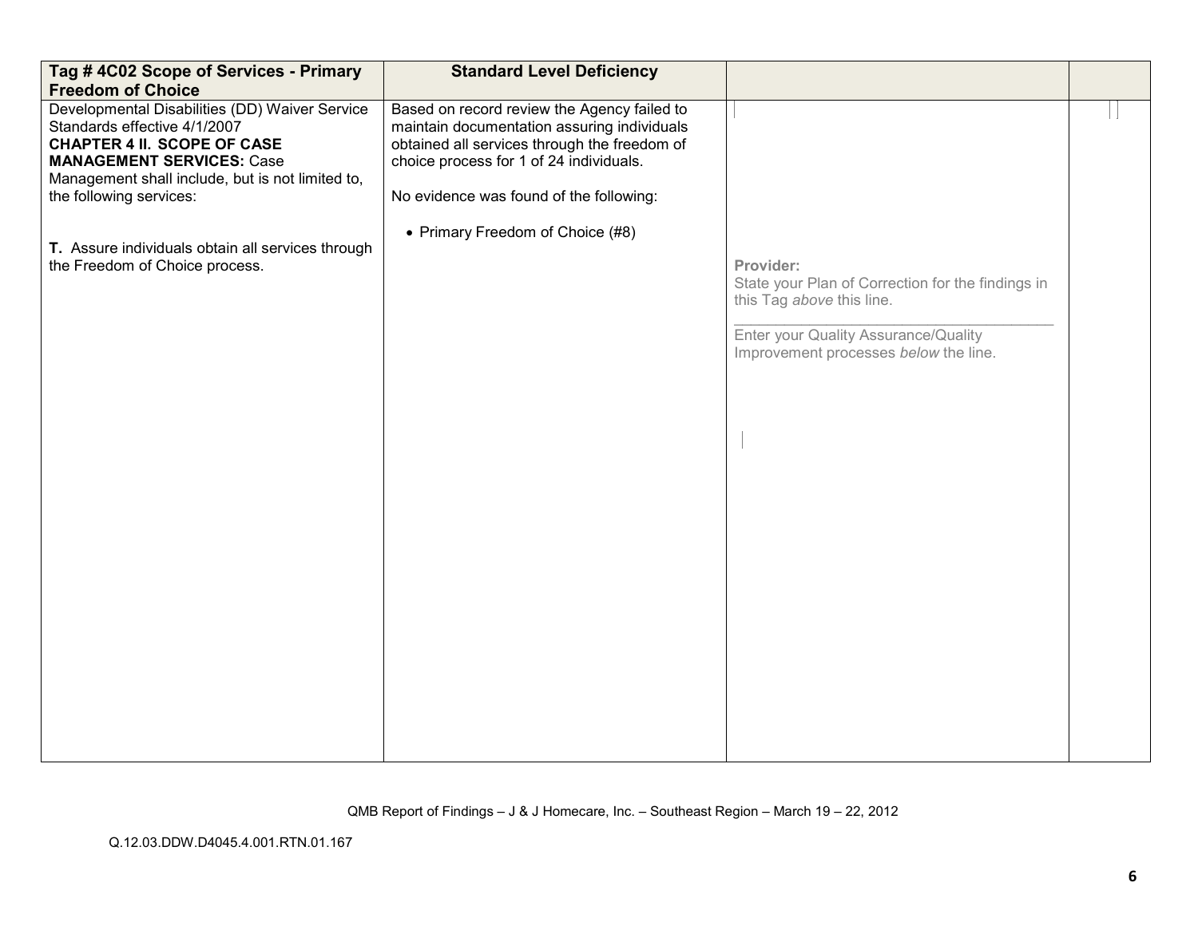| Tag # 4C02 Scope of Services - Primary Freedom of Choice | Standard Level Deficiency | | |
|---|---|---|---|
| Developmental Disabilities (DD) Waiver Service Standards effective 4/1/2007<br>**CHAPTER 4 II. SCOPE OF CASE MANAGEMENT SERVICES:** Case Management shall include, but is not limited to, the following services:<br><br>**T.** Assure individuals obtain all services through the Freedom of Choice process. | Based on record review the Agency failed to maintain documentation assuring individuals obtained all services through the freedom of choice process for 1 of 24 individuals.<br><br>No evidence was found of the following:<br><br>• Primary Freedom of Choice (#8) | **Provider:**<br>State your Plan of Correction for the findings in this Tag *above* this line.<br>\_\_\_\_\_\_\_\_\_\_\_\_\_\_\_\_\_\_\_\_\_\_\_\_\_\_\_\_\_\_\_\_\_\_\_\_\_\_<br>Enter your Quality Assurance/Quality Improvement processes *below* the line. | |

QMB Report of Findings – J & J Homecare, Inc. – Southeast Region – March 19 – 22, 2012

Q.12.03.DDW.D4045.4.001.RTN.01.167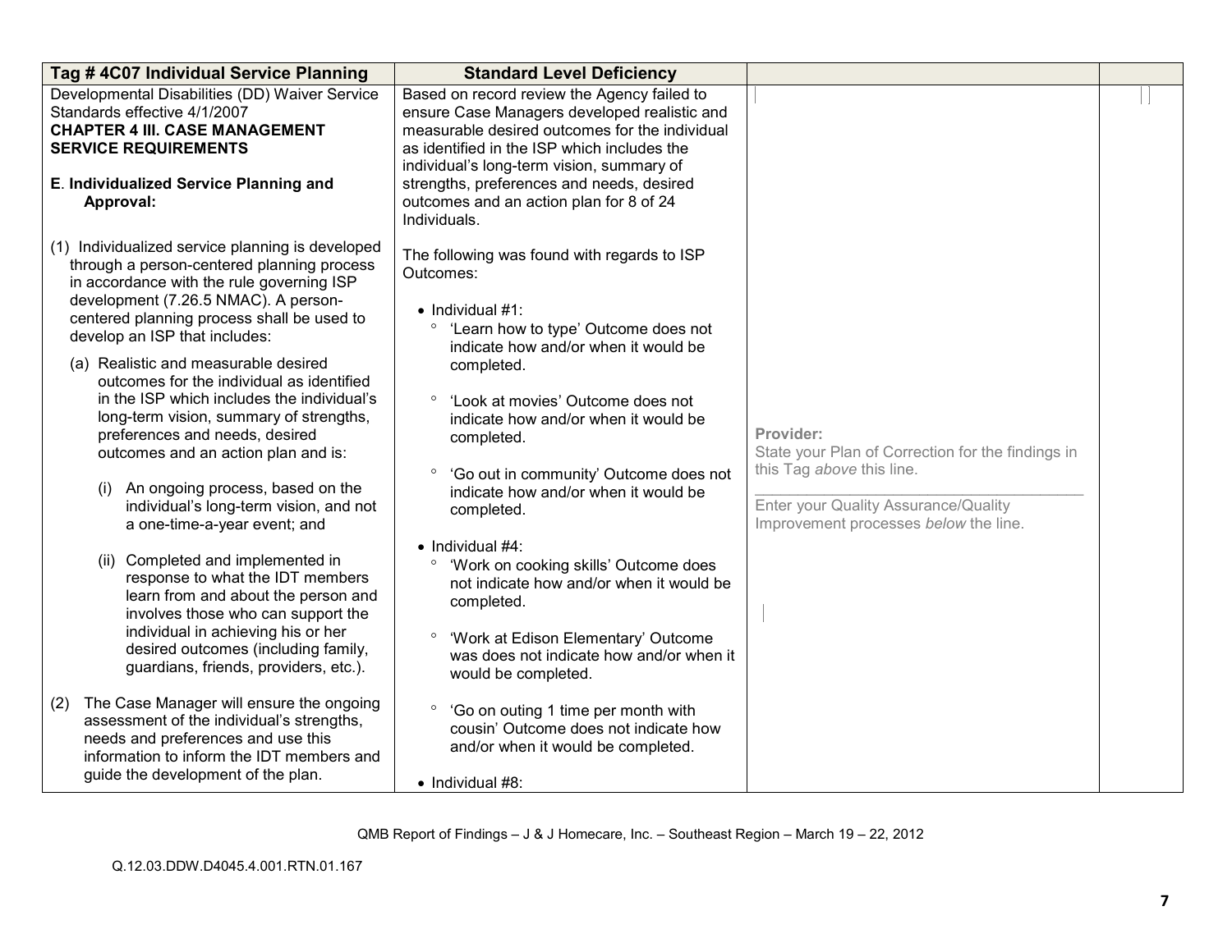| Tag # 4C07 Individual Service Planning | Standard Level Deficiency | | |
|---|---|---|---|
| Developmental Disabilities (DD) Waiver Service Standards effective 4/1/2007<br>**CHAPTER 4 III. CASE MANAGEMENT SERVICE REQUIREMENTS**<br><br>**E. Individualized Service Planning and Approval:**<br><br>(1) Individualized service planning is developed through a person-centered planning process in accordance with the rule governing ISP development (7.26.5 NMAC). A person-centered planning process shall be used to develop an ISP that includes:<br><br>(a) Realistic and measurable desired outcomes for the individual as identified in the ISP which includes the individual's long-term vision, summary of strengths, preferences and needs, desired outcomes and an action plan and is:<br><br>(i) An ongoing process, based on the individual's long-term vision, and not a one-time-a-year event; and<br><br>(ii) Completed and implemented in response to what the IDT members learn from and about the person and involves those who can support the individual in achieving his or her desired outcomes (including family, guardians, friends, providers, etc.).<br><br>(2) The Case Manager will ensure the ongoing assessment of the individual's strengths, needs and preferences and use this information to inform the IDT members and guide the development of the plan. | Based on record review the Agency failed to ensure Case Managers developed realistic and measurable desired outcomes for the individual as identified in the ISP which includes the individual's long-term vision, summary of strengths, preferences and needs, desired outcomes and an action plan for 8 of 24 Individuals.<br><br>The following was found with regards to ISP Outcomes:<br><br>• Individual #1:<br>° 'Learn how to type' Outcome does not indicate how and/or when it would be completed.<br><br>° 'Look at movies' Outcome does not indicate how and/or when it would be completed.<br><br>° 'Go out in community' Outcome does not indicate how and/or when it would be completed.<br><br>• Individual #4:<br>° 'Work on cooking skills' Outcome does not indicate how and/or when it would be completed.<br><br>° 'Work at Edison Elementary' Outcome was does not indicate how and/or when it would be completed.<br><br>° 'Go on outing 1 time per month with cousin' Outcome does not indicate how and/or when it would be completed.<br><br>• Individual #8: | **Provider:**<br>State your Plan of Correction for the findings in this Tag *above* this line.<br>\_\_\_\_\_\_\_\_\_\_\_\_\_\_\_\_\_\_\_\_\_\_\_\_\_\_\_\_\_\_\_\_\_\_<br>Enter your Quality Assurance/Quality Improvement processes *below* the line. | |

QMB Report of Findings – J & J Homecare, Inc. – Southeast Region – March 19 – 22, 2012

Q.12.03.DDW.D4045.4.001.RTN.01.167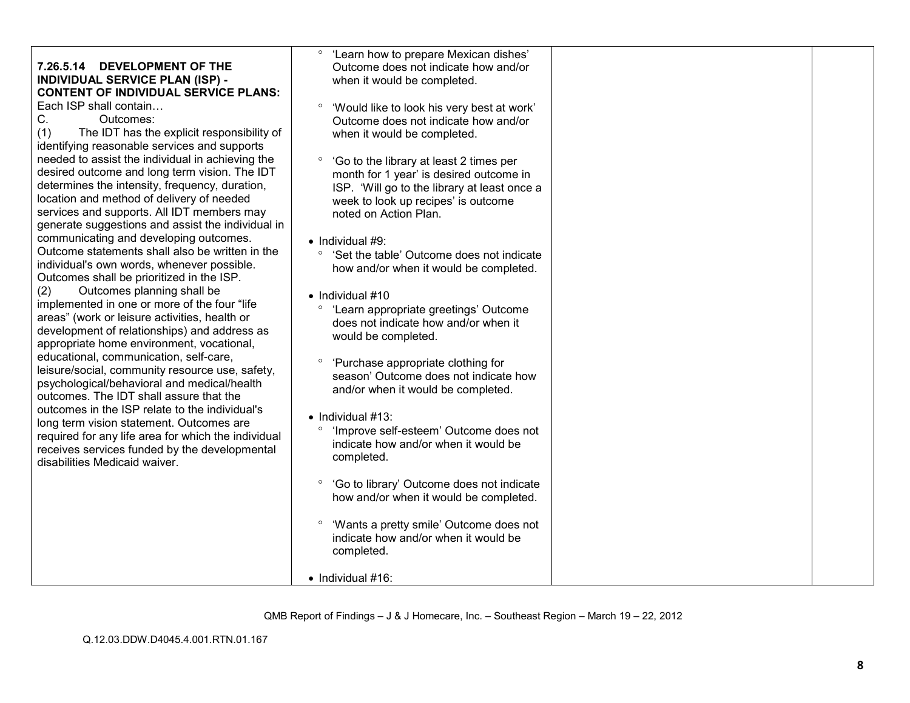| | | | |
|---|---|---|---|
| **7.26.5.14 DEVELOPMENT OF THE INDIVIDUAL SERVICE PLAN (ISP) - CONTENT OF INDIVIDUAL SERVICE PLANS:** Each ISP shall contain…<br>C. Outcomes:<br>(1) The IDT has the explicit responsibility of identifying reasonable services and supports needed to assist the individual in achieving the desired outcome and long term vision. The IDT determines the intensity, frequency, duration, location and method of delivery of needed services and supports. All IDT members may generate suggestions and assist the individual in communicating and developing outcomes. Outcome statements shall also be written in the individual's own words, whenever possible. Outcomes shall be prioritized in the ISP.<br>(2) Outcomes planning shall be implemented in one or more of the four "life areas" (work or leisure activities, health or development of relationships) and address as appropriate home environment, vocational, educational, communication, self-care, leisure/social, community resource use, safety, psychological/behavioral and medical/health outcomes. The IDT shall assure that the outcomes in the ISP relate to the individual's long term vision statement. Outcomes are required for any life area for which the individual receives services funded by the developmental disabilities Medicaid waiver. | ◦ 'Learn how to prepare Mexican dishes' Outcome does not indicate how and/or when it would be completed.<br><br>◦ 'Would like to look his very best at work' Outcome does not indicate how and/or when it would be completed.<br><br>◦ 'Go to the library at least 2 times per month for 1 year' is desired outcome in ISP. 'Will go to the library at least once a week to look up recipes' is outcome noted on Action Plan.<br><br>• Individual #9:<br>◦ 'Set the table' Outcome does not indicate how and/or when it would be completed.<br><br>• Individual #10<br>◦ 'Learn appropriate greetings' Outcome does not indicate how and/or when it would be completed.<br><br>◦ 'Purchase appropriate clothing for season' Outcome does not indicate how and/or when it would be completed.<br><br>• Individual #13:<br>◦ 'Improve self-esteem' Outcome does not indicate how and/or when it would be completed.<br><br>◦ 'Go to library' Outcome does not indicate how and/or when it would be completed.<br><br>◦ 'Wants a pretty smile' Outcome does not indicate how and/or when it would be completed.<br><br>• Individual #16: | | |

QMB Report of Findings – J & J Homecare, Inc. – Southeast Region – March 19 – 22, 2012

Q.12.03.DDW.D4045.4.001.RTN.01.167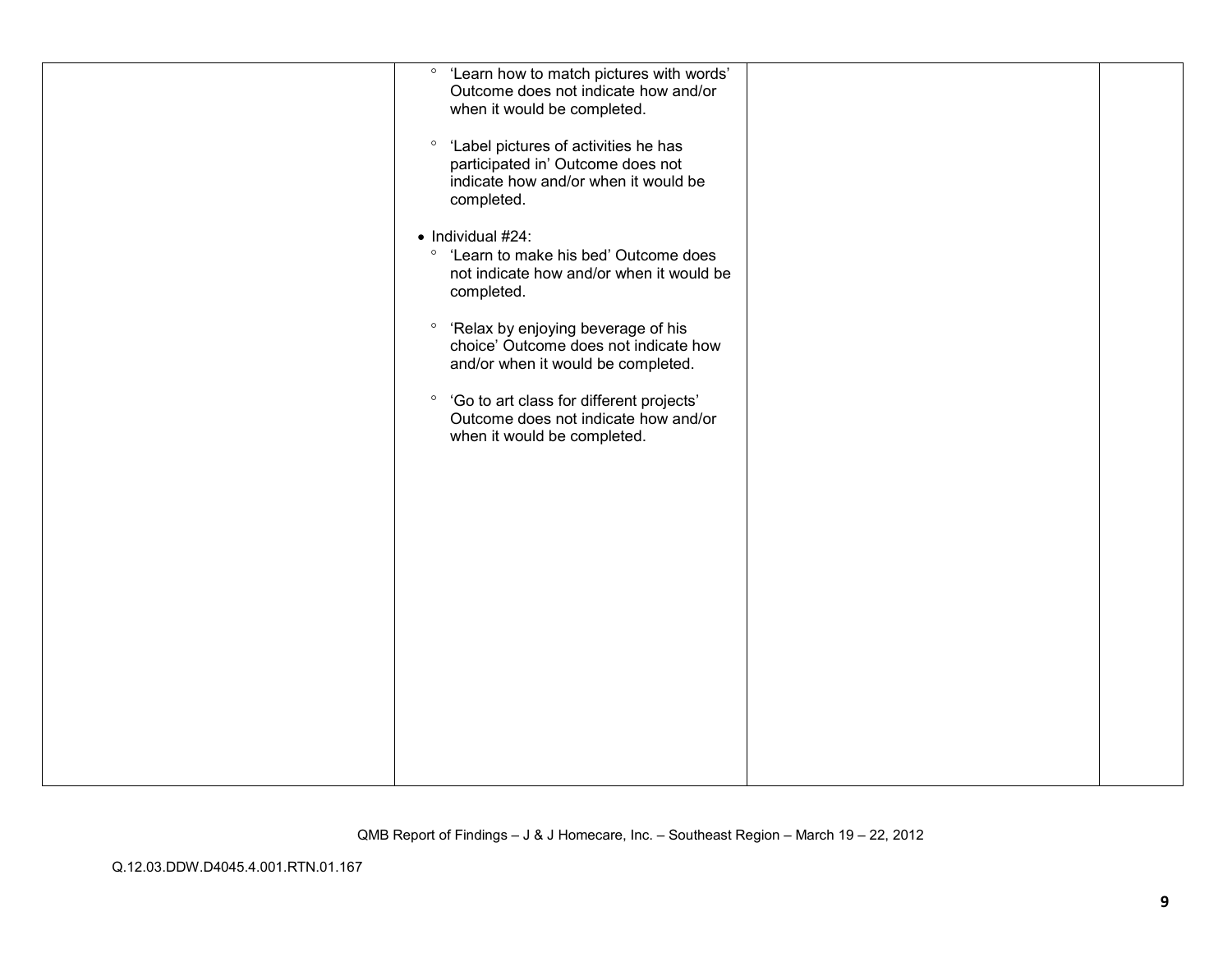| | | | |
|---|---|---|---|
| | ◦ 'Learn how to match pictures with words' Outcome does not indicate how and/or when it would be completed.<br><br>◦ 'Label pictures of activities he has participated in' Outcome does not indicate how and/or when it would be completed.<br><br>• Individual #24:<br>◦ 'Learn to make his bed' Outcome does not indicate how and/or when it would be completed.<br><br>◦ 'Relax by enjoying beverage of his choice' Outcome does not indicate how and/or when it would be completed.<br><br>◦ 'Go to art class for different projects' Outcome does not indicate how and/or when it would be completed. | | |

QMB Report of Findings – J & J Homecare, Inc. – Southeast Region – March 19 – 22, 2012

Q.12.03.DDW.D4045.4.001.RTN.01.167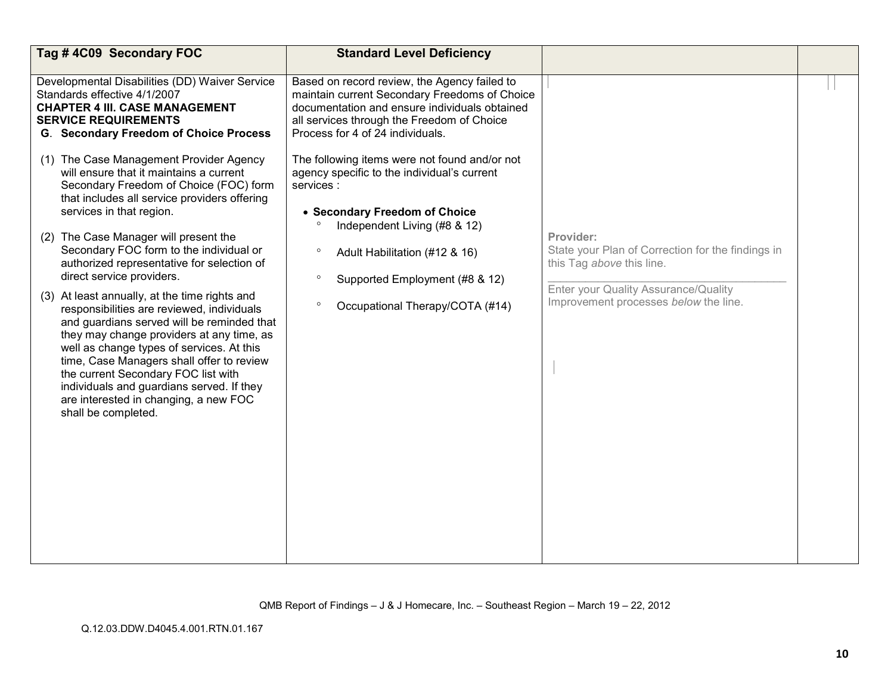| Tag # 4C09 Secondary FOC | Standard Level Deficiency | | |
|---|---|---|---|
| Developmental Disabilities (DD) Waiver Service Standards effective 4/1/2007<br>**CHAPTER 4 III. CASE MANAGEMENT SERVICE REQUIREMENTS**<br>**G. Secondary Freedom of Choice Process**<br><br>(1) The Case Management Provider Agency will ensure that it maintains a current Secondary Freedom of Choice (FOC) form that includes all service providers offering services in that region.<br><br>(2) The Case Manager will present the Secondary FOC form to the individual or authorized representative for selection of direct service providers.<br><br>(3) At least annually, at the time rights and responsibilities are reviewed, individuals and guardians served will be reminded that they may change providers at any time, as well as change types of services. At this time, Case Managers shall offer to review the current Secondary FOC list with individuals and guardians served. If they are interested in changing, a new FOC shall be completed. | Based on record review, the Agency failed to maintain current Secondary Freedoms of Choice documentation and ensure individuals obtained all services through the Freedom of Choice Process for 4 of 24 individuals.<br><br>The following items were not found and/or not agency specific to the individual's current services :<br><br>• **Secondary Freedom of Choice**<br>° Independent Living (#8 & 12)<br>° Adult Habilitation (#12 & 16)<br>° Supported Employment (#8 & 12)<br>° Occupational Therapy/COTA (#14) | Provider:<br>State your Plan of Correction for the findings in this Tag *above* this line.<br>\_\_\_\_\_\_\_\_\_\_\_\_\_\_\_\_\_\_\_\_\_\_\_\_\_\_\_\_\_\_\_\_\_\_\_\_\_\_\_\_<br>Enter your Quality Assurance/Quality Improvement processes *below* the line. | |

QMB Report of Findings – J & J Homecare, Inc. – Southeast Region – March 19 – 22, 2012

Q.12.03.DDW.D4045.4.001.RTN.01.167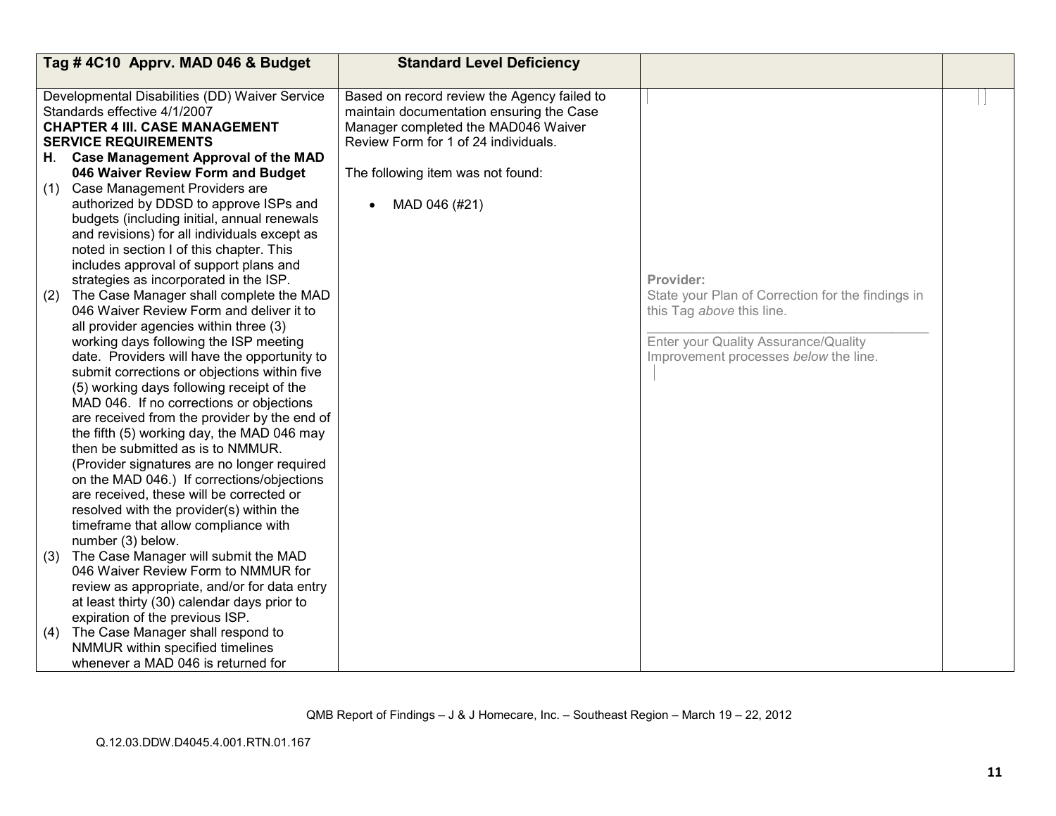| Tag # 4C10 Apprv. MAD 046 & Budget | Standard Level Deficiency | | |
|---|---|---|---|
| Developmental Disabilities (DD) Waiver Service Standards effective 4/1/2007<br>**CHAPTER 4 III. CASE MANAGEMENT SERVICE REQUIREMENTS**<br>**H. Case Management Approval of the MAD 046 Waiver Review Form and Budget**<br>(1) Case Management Providers are authorized by DDSD to approve ISPs and budgets (including initial, annual renewals and revisions) for all individuals except as noted in section I of this chapter. This includes approval of support plans and strategies as incorporated in the ISP.<br>(2) The Case Manager shall complete the MAD 046 Waiver Review Form and deliver it to all provider agencies within three (3) working days following the ISP meeting date. Providers will have the opportunity to submit corrections or objections within five (5) working days following receipt of the MAD 046. If no corrections or objections are received from the provider by the end of the fifth (5) working day, the MAD 046 may then be submitted as is to NMMUR. (Provider signatures are no longer required on the MAD 046.) If corrections/objections are received, these will be corrected or resolved with the provider(s) within the timeframe that allow compliance with number (3) below.<br>(3) The Case Manager will submit the MAD 046 Waiver Review Form to NMMUR for review as appropriate, and/or for data entry at least thirty (30) calendar days prior to expiration of the previous ISP.<br>(4) The Case Manager shall respond to NMMUR within specified timelines whenever a MAD 046 is returned for | Based on record review the Agency failed to maintain documentation ensuring the Case Manager completed the MAD046 Waiver Review Form for 1 of 24 individuals.<br><br>The following item was not found:<br><br>• MAD 046 (#21) | **Provider:**<br>State your Plan of Correction for the findings in this Tag *above* this line.<br>\_\_\_\_\_\_\_\_\_\_\_\_\_\_\_\_\_\_\_\_\_\_\_\_\_\_\_\_\_\_\_\_\_\_\_\_<br>Enter your Quality Assurance/Quality Improvement processes *below* the line. | |

QMB Report of Findings – J & J Homecare, Inc. – Southeast Region – March 19 – 22, 2012

Q.12.03.DDW.D4045.4.001.RTN.01.167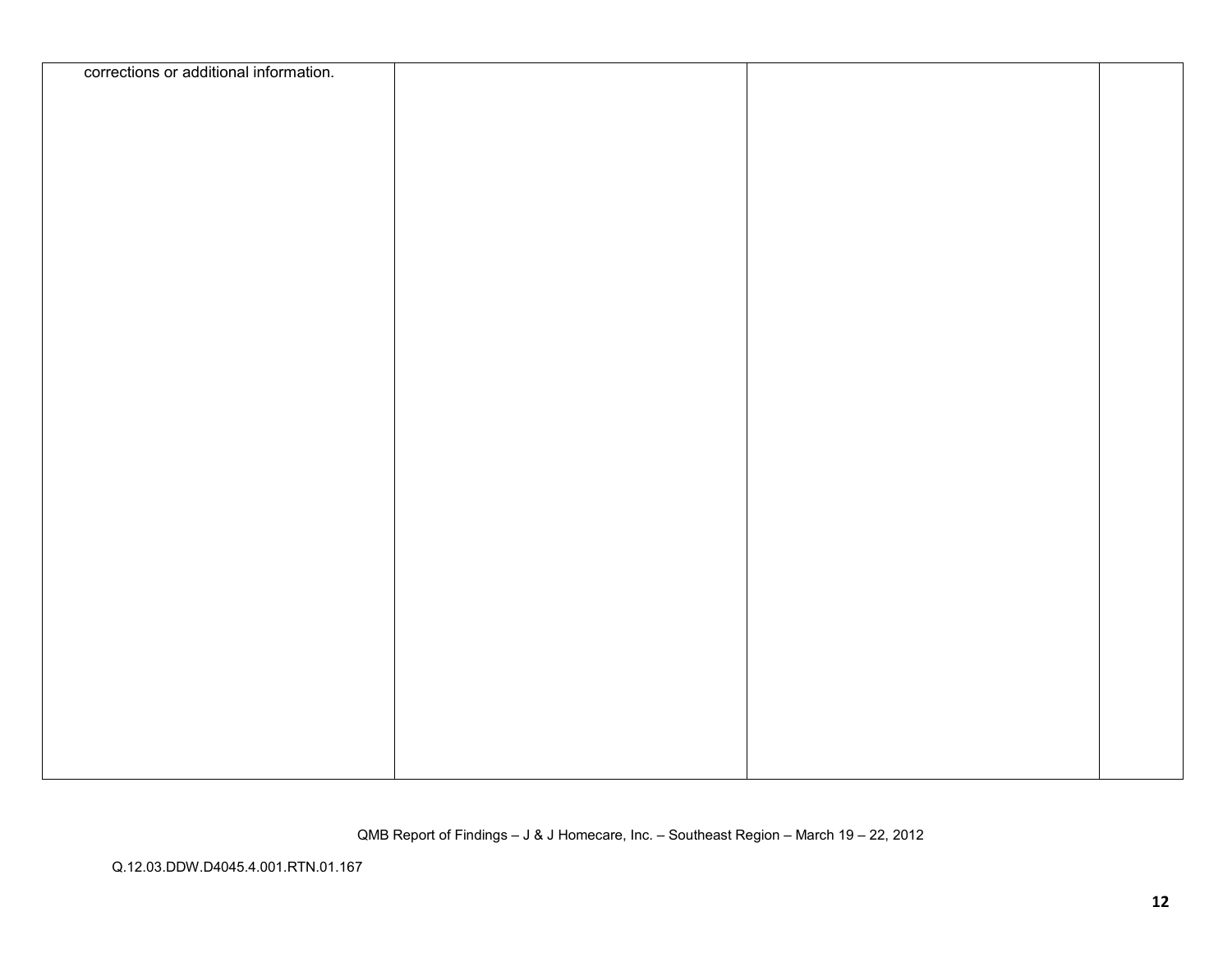| | | | |
|---|---|---|---|
| corrections or additional information. | | | |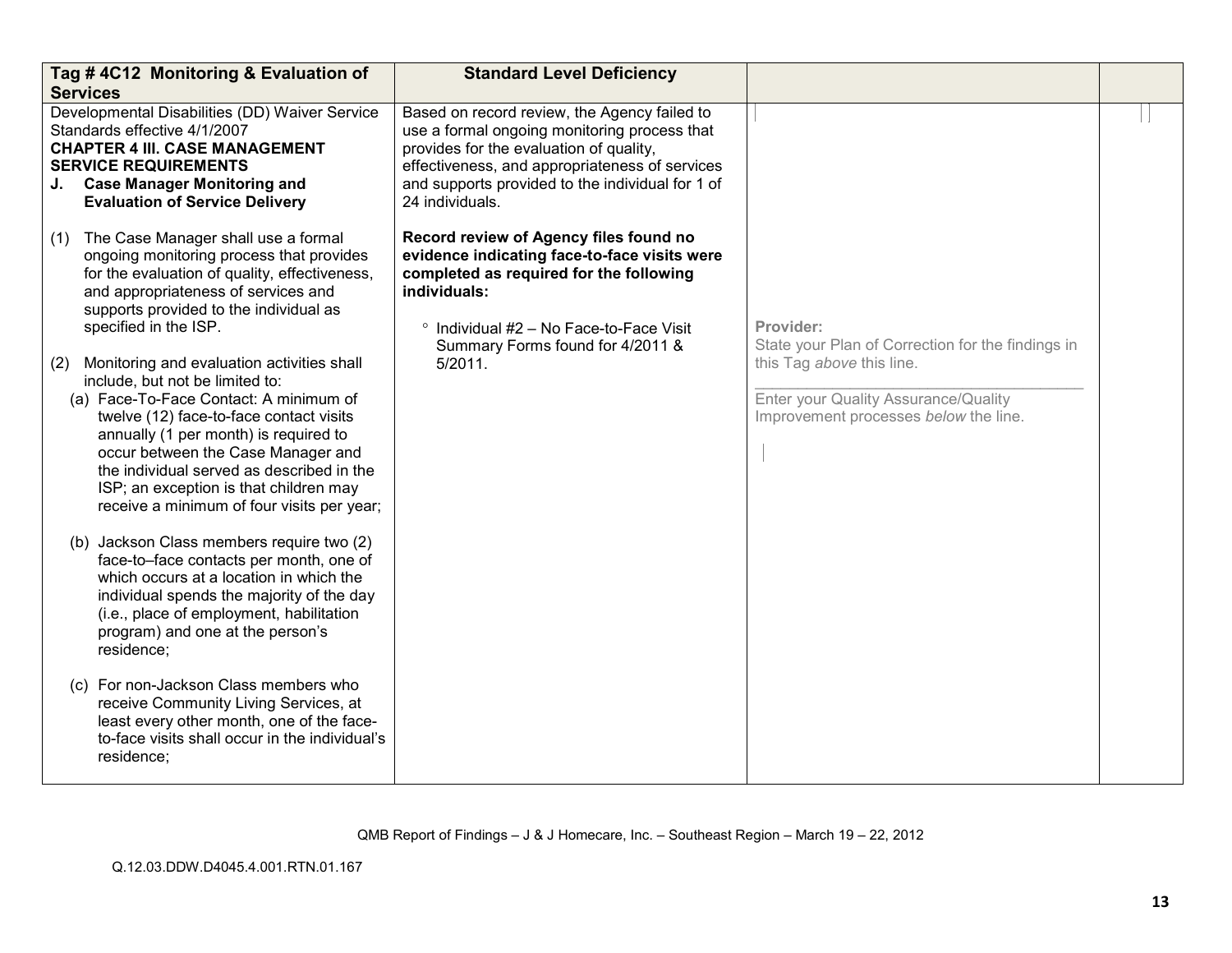| Tag # 4C12 Monitoring & Evaluation of Services | Standard Level Deficiency | | |
|---|---|---|---|
| Developmental Disabilities (DD) Waiver Service Standards effective 4/1/2007<br>**CHAPTER 4 III. CASE MANAGEMENT SERVICE REQUIREMENTS**<br>**J. Case Manager Monitoring and Evaluation of Service Delivery**<br><br>(1) The Case Manager shall use a formal ongoing monitoring process that provides for the evaluation of quality, effectiveness, and appropriateness of services and supports provided to the individual as specified in the ISP.<br><br>(2) Monitoring and evaluation activities shall include, but not be limited to:<br>(a) Face-To-Face Contact: A minimum of twelve (12) face-to-face contact visits annually (1 per month) is required to occur between the Case Manager and the individual served as described in the ISP; an exception is that children may receive a minimum of four visits per year;<br><br>(b) Jackson Class members require two (2) face-to–face contacts per month, one of which occurs at a location in which the individual spends the majority of the day (i.e., place of employment, habilitation program) and one at the person's residence;<br><br>(c) For non-Jackson Class members who receive Community Living Services, at least every other month, one of the face-to-face visits shall occur in the individual's residence; | Based on record review, the Agency failed to use a formal ongoing monitoring process that provides for the evaluation of quality, effectiveness, and appropriateness of services and supports provided to the individual for 1 of 24 individuals.<br><br>**Record review of Agency files found no evidence indicating face-to-face visits were completed as required for the following individuals:**<br><br>° Individual #2 – No Face-to-Face Visit Summary Forms found for 4/2011 & 5/2011. | **Provider:**<br>State your Plan of Correction for the findings in this Tag *above* this line.<br>\_\_\_\_\_\_\_\_\_\_\_\_\_\_\_\_\_\_\_\_\_\_\_\_\_\_\_\_\_\_\_\_\_\_\_\_\_\_\_\_<br>Enter your Quality Assurance/Quality Improvement processes *below* the line. | |

QMB Report of Findings – J & J Homecare, Inc. – Southeast Region – March 19 – 22, 2012

Q.12.03.DDW.D4045.4.001.RTN.01.167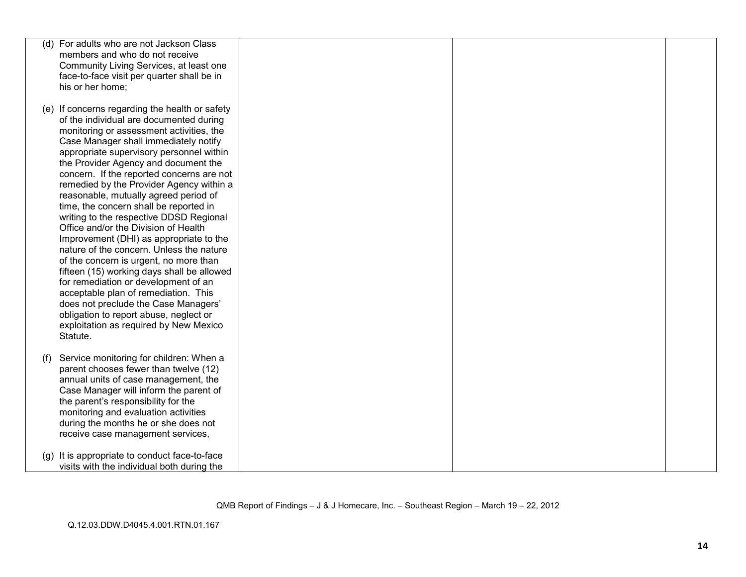| | | | |
|---|---|---|---|
| (d) For adults who are not Jackson Class members and who do not receive Community Living Services, at least one face-to-face visit per quarter shall be in his or her home;<br><br>(e) If concerns regarding the health or safety of the individual are documented during monitoring or assessment activities, the Case Manager shall immediately notify appropriate supervisory personnel within the Provider Agency and document the concern. If the reported concerns are not remedied by the Provider Agency within a reasonable, mutually agreed period of time, the concern shall be reported in writing to the respective DDSD Regional Office and/or the Division of Health Improvement (DHI) as appropriate to the nature of the concern. Unless the nature of the concern is urgent, no more than fifteen (15) working days shall be allowed for remediation or development of an acceptable plan of remediation. This does not preclude the Case Managers' obligation to report abuse, neglect or exploitation as required by New Mexico Statute.<br><br>(f) Service monitoring for children: When a parent chooses fewer than twelve (12) annual units of case management, the Case Manager will inform the parent of the parent's responsibility for the monitoring and evaluation activities during the months he or she does not receive case management services,<br><br>(g) It is appropriate to conduct face-to-face visits with the individual both during the | | | |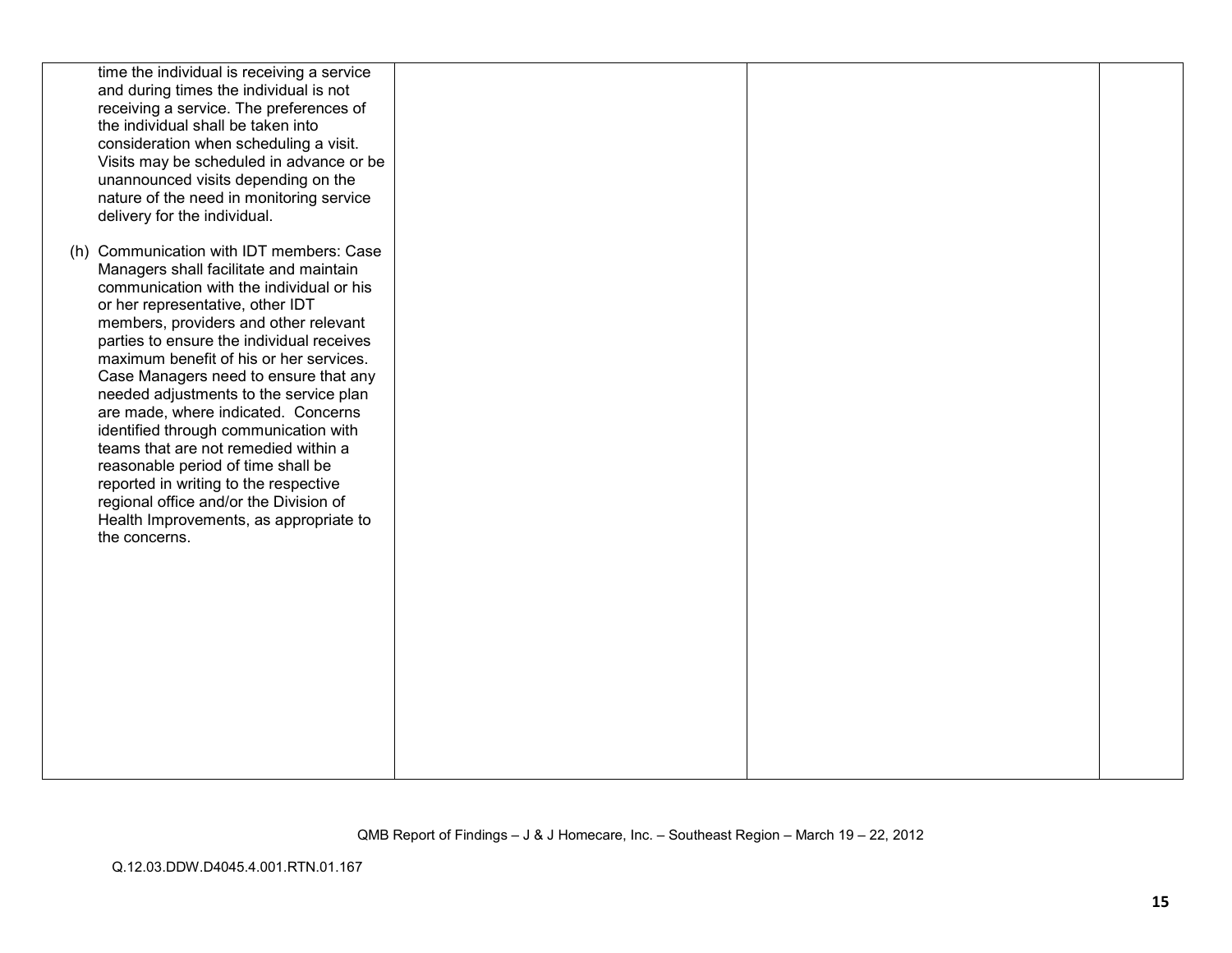| | | | |
|---|---|---|---|
| time the individual is receiving a service and during times the individual is not receiving a service. The preferences of the individual shall be taken into consideration when scheduling a visit. Visits may be scheduled in advance or be unannounced visits depending on the nature of the need in monitoring service delivery for the individual.<br><br>(h) Communication with IDT members: Case Managers shall facilitate and maintain communication with the individual or his or her representative, other IDT members, providers and other relevant parties to ensure the individual receives maximum benefit of his or her services. Case Managers need to ensure that any needed adjustments to the service plan are made, where indicated. Concerns identified through communication with teams that are not remedied within a reasonable period of time shall be reported in writing to the respective regional office and/or the Division of Health Improvements, as appropriate to the concerns. | | | |

QMB Report of Findings – J & J Homecare, Inc. – Southeast Region – March 19 – 22, 2012

Q.12.03.DDW.D4045.4.001.RTN.01.167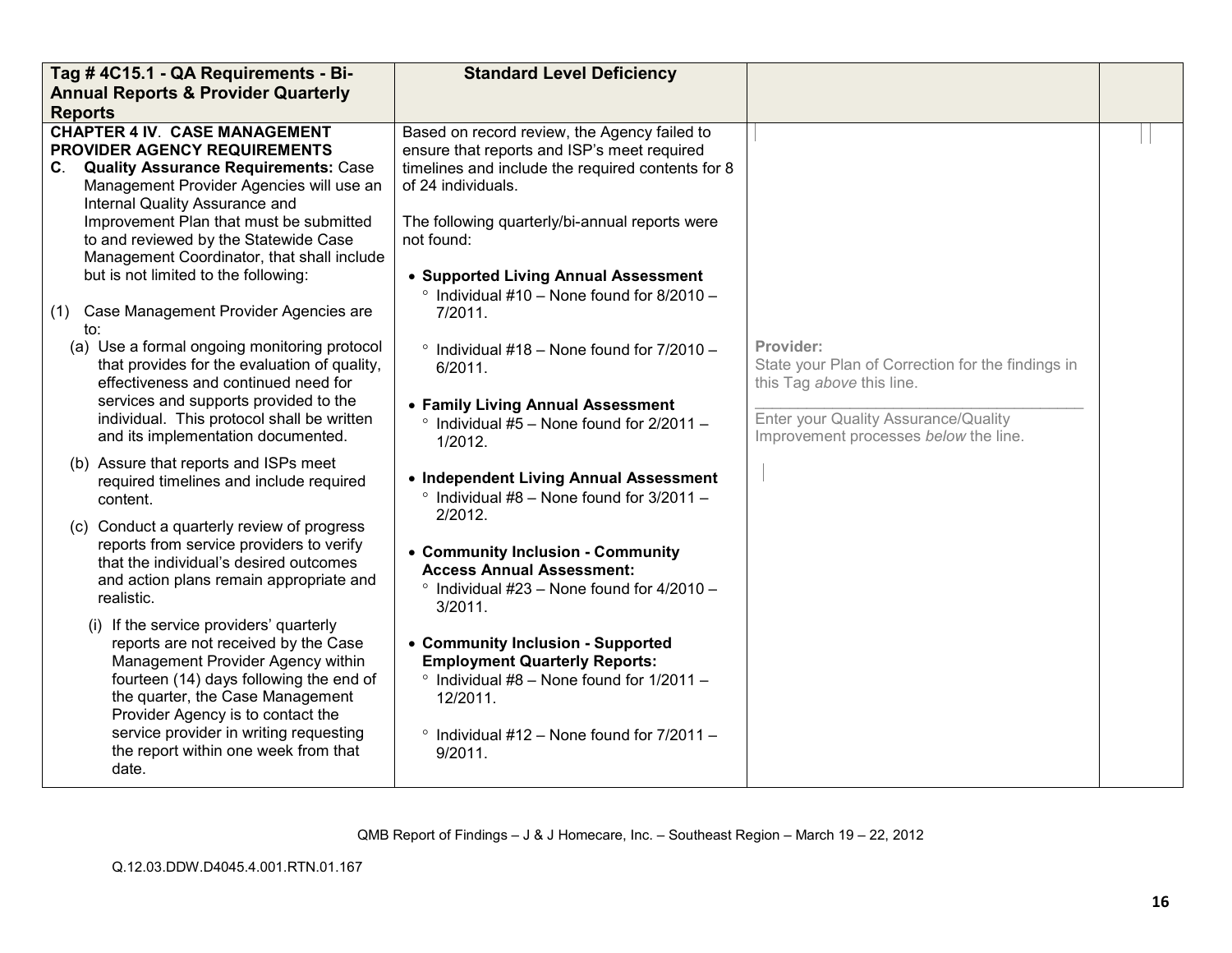| Tag # 4C15.1 - QA Requirements - Bi-Annual Reports & Provider Quarterly Reports | Standard Level Deficiency | | |
|---|---|---|---|
| **CHAPTER 4 IV. CASE MANAGEMENT PROVIDER AGENCY REQUIREMENTS**<br>**C. Quality Assurance Requirements:** Case Management Provider Agencies will use an Internal Quality Assurance and Improvement Plan that must be submitted to and reviewed by the Statewide Case Management Coordinator, that shall include but is not limited to the following:<br><br>(1) Case Management Provider Agencies are to:<br>(a) Use a formal ongoing monitoring protocol that provides for the evaluation of quality, effectiveness and continued need for services and supports provided to the individual. This protocol shall be written and its implementation documented.<br>(b) Assure that reports and ISPs meet required timelines and include required content.<br>(c) Conduct a quarterly review of progress reports from service providers to verify that the individual's desired outcomes and action plans remain appropriate and realistic.<br>(i) If the service providers' quarterly reports are not received by the Case Management Provider Agency within fourteen (14) days following the end of the quarter, the Case Management Provider Agency is to contact the service provider in writing requesting the report within one week from that date. | Based on record review, the Agency failed to ensure that reports and ISP's meet required timelines and include the required contents for 8 of 24 individuals.<br><br>The following quarterly/bi-annual reports were not found:<br><br>• **Supported Living Annual Assessment**<br>° Individual #10 – None found for 8/2010 – 7/2011.<br>° Individual #18 – None found for 7/2010 – 6/2011.<br><br>• **Family Living Annual Assessment**<br>° Individual #5 – None found for 2/2011 – 1/2012.<br><br>• **Independent Living Annual Assessment**<br>° Individual #8 – None found for 3/2011 – 2/2012.<br><br>• **Community Inclusion - Community Access Annual Assessment:**<br>° Individual #23 – None found for 4/2010 – 3/2011.<br><br>• **Community Inclusion - Supported Employment Quarterly Reports:**<br>° Individual #8 – None found for 1/2011 – 12/2011.<br>° Individual #12 – None found for 7/2011 – 9/2011. | **Provider:**<br>State your Plan of Correction for the findings in this Tag *above* this line.<br>\_\_\_\_\_\_\_\_\_\_\_\_\_\_\_\_\_\_\_\_\_\_\_\_\_\_\_\_\_\_\_\_<br>Enter your Quality Assurance/Quality Improvement processes *below* the line. | |

QMB Report of Findings – J & J Homecare, Inc. – Southeast Region – March 19 – 22, 2012

Q.12.03.DDW.D4045.4.001.RTN.01.167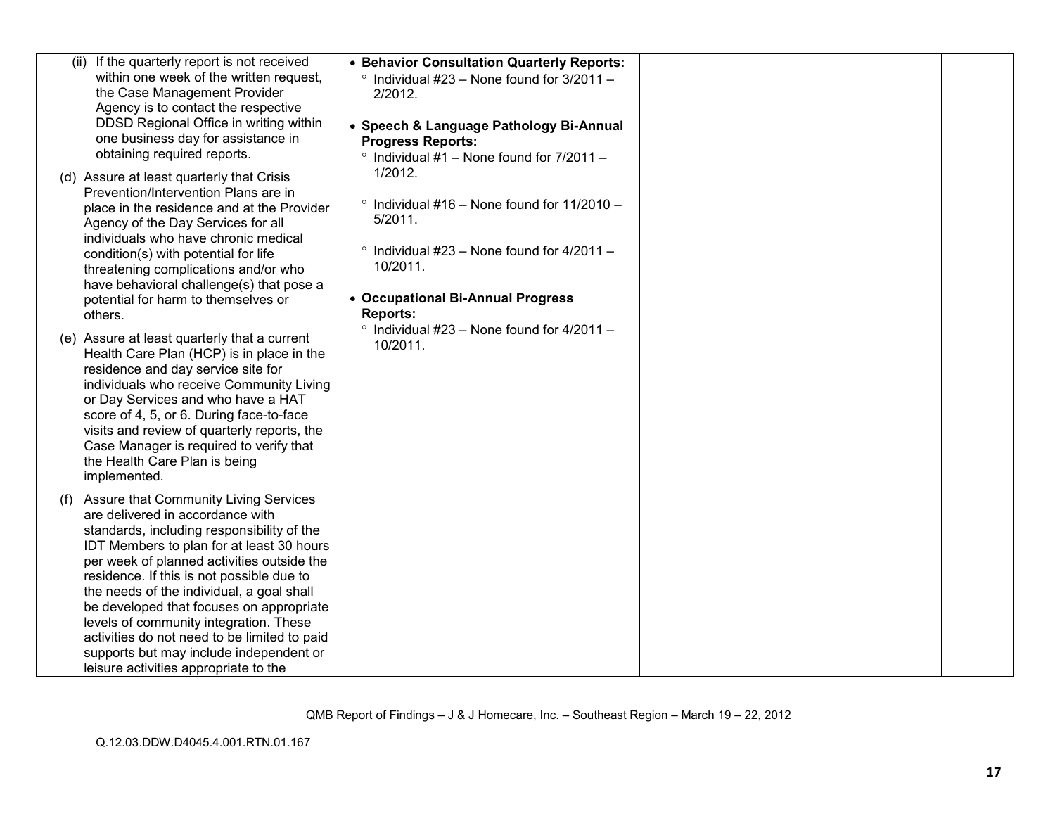| | | | |
|---|---|---|---|
| (ii) If the quarterly report is not received within one week of the written request, the Case Management Provider Agency is to contact the respective DDSD Regional Office in writing within one business day for assistance in obtaining required reports.<br><br>(d) Assure at least quarterly that Crisis Prevention/Intervention Plans are in place in the residence and at the Provider Agency of the Day Services for all individuals who have chronic medical condition(s) with potential for life threatening complications and/or who have behavioral challenge(s) that pose a potential for harm to themselves or others.<br><br>(e) Assure at least quarterly that a current Health Care Plan (HCP) is in place in the residence and day service site for individuals who receive Community Living or Day Services and who have a HAT score of 4, 5, or 6. During face-to-face visits and review of quarterly reports, the Case Manager is required to verify that the Health Care Plan is being implemented.<br><br>(f) Assure that Community Living Services are delivered in accordance with standards, including responsibility of the IDT Members to plan for at least 30 hours per week of planned activities outside the residence. If this is not possible due to the needs of the individual, a goal shall be developed that focuses on appropriate levels of community integration. These activities do not need to be limited to paid supports but may include independent or leisure activities appropriate to the | • **Behavior Consultation Quarterly Reports:**<br>° Individual #23 – None found for 3/2011 – 2/2012.<br><br>• **Speech & Language Pathology Bi-Annual Progress Reports:**<br>° Individual #1 – None found for 7/2011 – 1/2012.<br><br>° Individual #16 – None found for 11/2010 – 5/2011.<br><br>° Individual #23 – None found for 4/2011 – 10/2011.<br><br>• **Occupational Bi-Annual Progress Reports:**<br>° Individual #23 – None found for 4/2011 – 10/2011. | | |

QMB Report of Findings – J & J Homecare, Inc. – Southeast Region – March 19 – 22, 2012

Q.12.03.DDW.D4045.4.001.RTN.01.167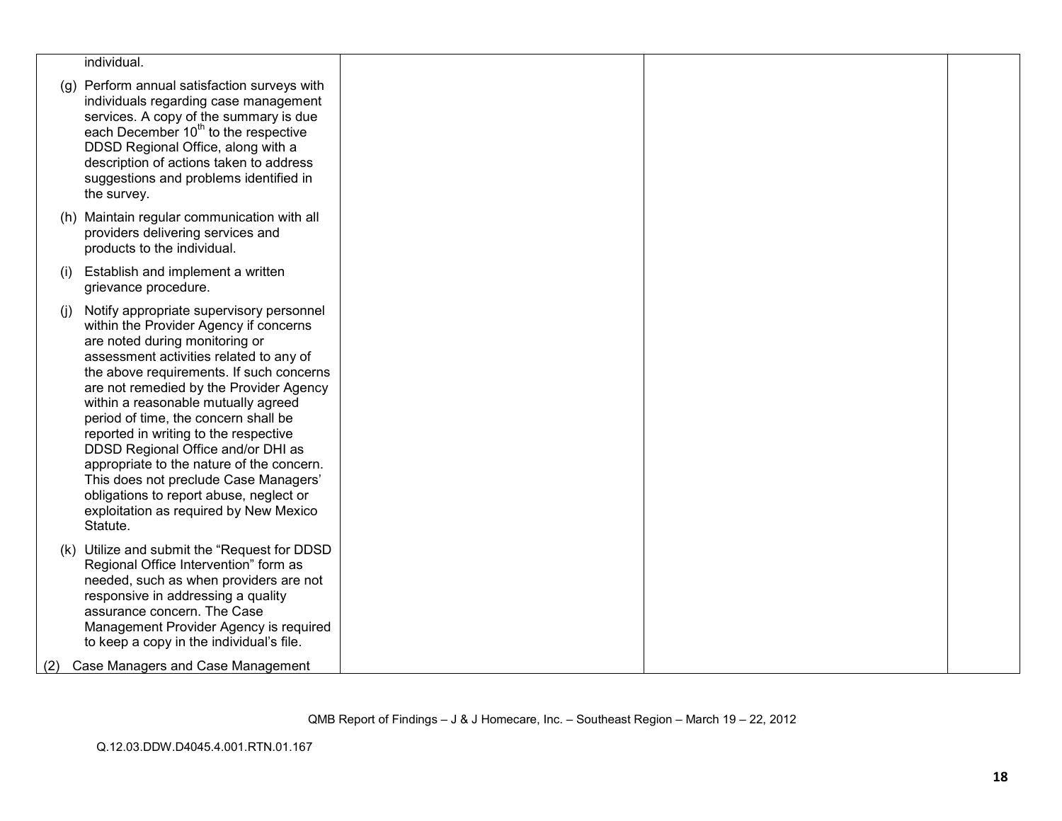| | | | |
|---|---|---|---|
| individual.<br><br>(g) Perform annual satisfaction surveys with individuals regarding case management services. A copy of the summary is due each December 10th to the respective DDSD Regional Office, along with a description of actions taken to address suggestions and problems identified in the survey.<br><br>(h) Maintain regular communication with all providers delivering services and products to the individual.<br><br>(i) Establish and implement a written grievance procedure.<br><br>(j) Notify appropriate supervisory personnel within the Provider Agency if concerns are noted during monitoring or assessment activities related to any of the above requirements. If such concerns are not remedied by the Provider Agency within a reasonable mutually agreed period of time, the concern shall be reported in writing to the respective DDSD Regional Office and/or DHI as appropriate to the nature of the concern. This does not preclude Case Managers' obligations to report abuse, neglect or exploitation as required by New Mexico Statute.<br><br>(k) Utilize and submit the "Request for DDSD Regional Office Intervention" form as needed, such as when providers are not responsive in addressing a quality assurance concern. The Case Management Provider Agency is required to keep a copy in the individual's file.<br><br>(2) Case Managers and Case Management | | | |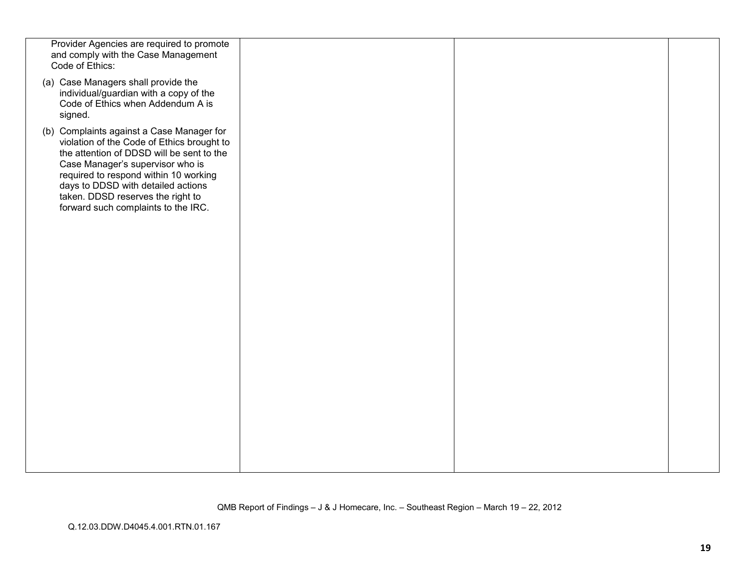| | | | |
|---|---|---|---|
| Provider Agencies are required to promote and comply with the Case Management Code of Ethics:<br><br>(a) Case Managers shall provide the individual/guardian with a copy of the Code of Ethics when Addendum A is signed.<br><br>(b) Complaints against a Case Manager for violation of the Code of Ethics brought to the attention of DDSD will be sent to the Case Manager's supervisor who is required to respond within 10 working days to DDSD with detailed actions taken. DDSD reserves the right to forward such complaints to the IRC. | | | |

QMB Report of Findings – J & J Homecare, Inc. – Southeast Region – March 19 – 22, 2012

Q.12.03.DDW.D4045.4.001.RTN.01.167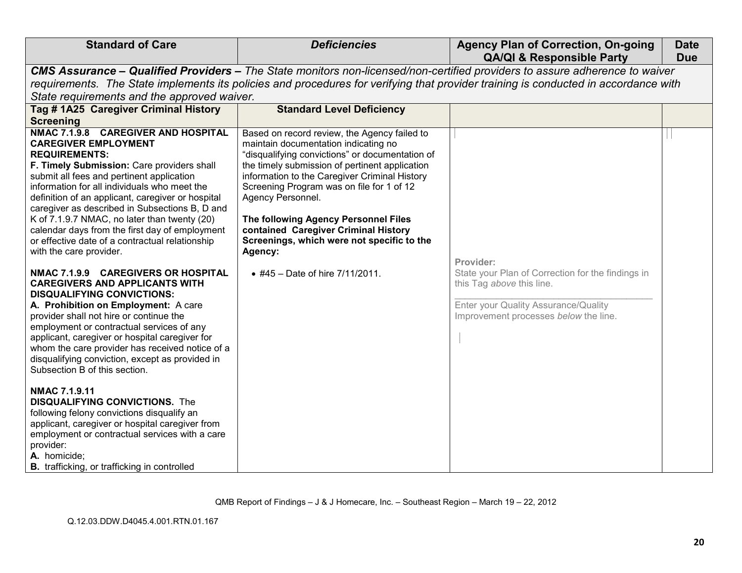| Standard of Care | *Deficiencies* | Agency Plan of Correction, On-going QA/QI & Responsible Party | Date Due |
|---|---|---|---|
| ***CMS Assurance – Qualified Providers –*** *The State monitors non-licensed/non-certified providers to assure adherence to waiver requirements. The State implements its policies and procedures for verifying that provider training is conducted in accordance with State requirements and the approved waiver.* | | | |
| **Tag # 1A25 Caregiver Criminal History Screening** | **Standard Level Deficiency** | | |
| **NMAC 7.1.9.8 CAREGIVER AND HOSPITAL CAREGIVER EMPLOYMENT REQUIREMENTS:**<br>**F. Timely Submission:** Care providers shall submit all fees and pertinent application information for all individuals who meet the definition of an applicant, caregiver or hospital caregiver as described in Subsections B, D and K of 7.1.9.7 NMAC, no later than twenty (20) calendar days from the first day of employment or effective date of a contractual relationship with the care provider.<br><br>**NMAC 7.1.9.9 CAREGIVERS OR HOSPITAL CAREGIVERS AND APPLICANTS WITH DISQUALIFYING CONVICTIONS:**<br>**A. Prohibition on Employment:** A care provider shall not hire or continue the employment or contractual services of any applicant, caregiver or hospital caregiver for whom the care provider has received notice of a disqualifying conviction, except as provided in Subsection B of this section.<br><br>**NMAC 7.1.9.11**<br>**DISQUALIFYING CONVICTIONS.** The following felony convictions disqualify an applicant, caregiver or hospital caregiver from employment or contractual services with a care provider:<br>**A.** homicide;<br>**B.** trafficking, or trafficking in controlled | Based on record review, the Agency failed to maintain documentation indicating no "disqualifying convictions" or documentation of the timely submission of pertinent application information to the Caregiver Criminal History Screening Program was on file for 1 of 12 Agency Personnel.<br><br>**The following Agency Personnel Files contained Caregiver Criminal History Screenings, which were not specific to the Agency:**<br><br>• #45 – Date of hire 7/11/2011. | Provider:<br>State your Plan of Correction for the findings in this Tag *above* this line.<br>\_\_\_\_\_\_\_\_\_\_\_\_\_\_\_\_\_\_\_\_\_\_\_\_\_\_\_\_\_\_\_\_\_\_\_\_\_\_<br>Enter your Quality Assurance/Quality Improvement processes *below* the line. | |

QMB Report of Findings – J & J Homecare, Inc. – Southeast Region – March 19 – 22, 2012

Q.12.03.DDW.D4045.4.001.RTN.01.167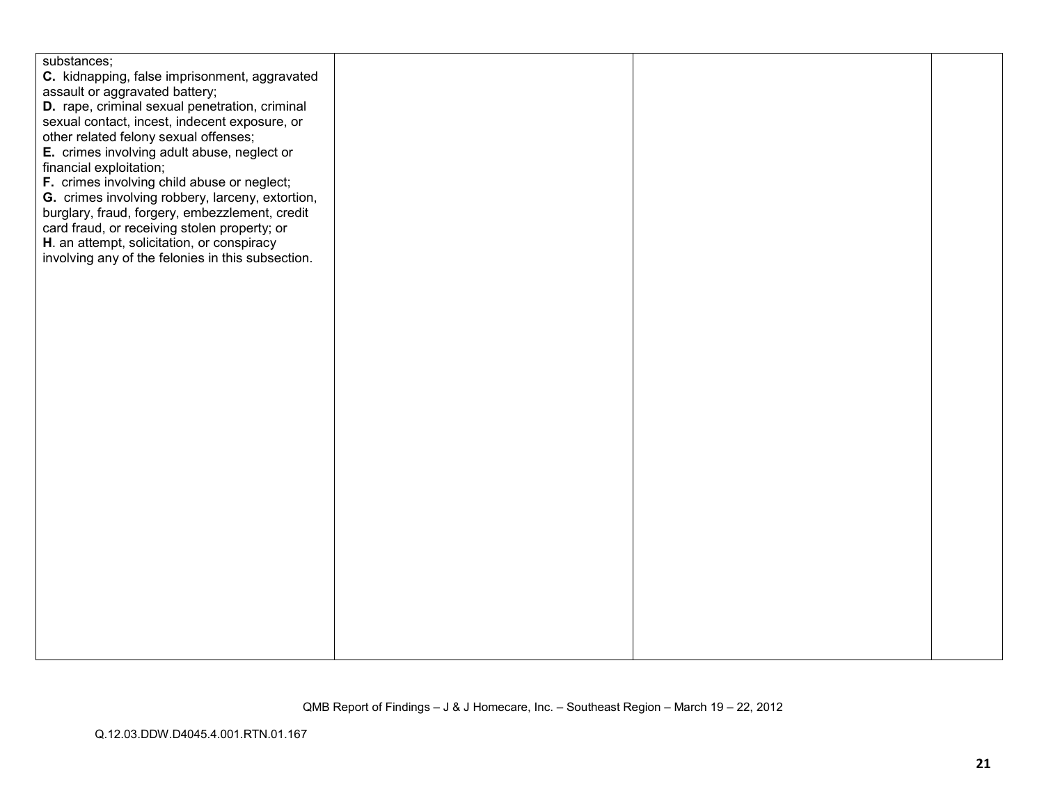| | | | |
|---|---|---|---|
| substances;<br>**C.** kidnapping, false imprisonment, aggravated assault or aggravated battery;<br>**D.** rape, criminal sexual penetration, criminal sexual contact, incest, indecent exposure, or other related felony sexual offenses;<br>**E.** crimes involving adult abuse, neglect or financial exploitation;<br>**F.** crimes involving child abuse or neglect;<br>**G.** crimes involving robbery, larceny, extortion, burglary, fraud, forgery, embezzlement, credit card fraud, or receiving stolen property; or<br>**H**. an attempt, solicitation, or conspiracy involving any of the felonies in this subsection. | | | |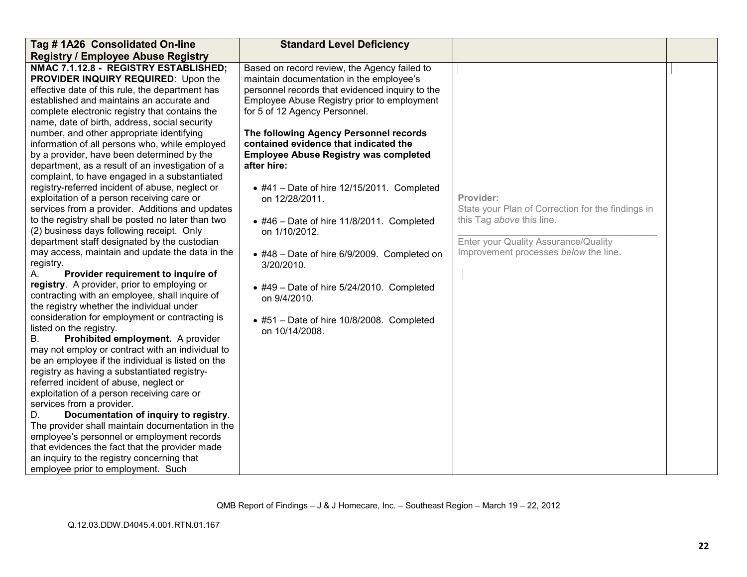| Tag # 1A26 Consolidated On-line Registry / Employee Abuse Registry | Standard Level Deficiency | | |
|---|---|---|---|
| **NMAC 7.1.12.8 - REGISTRY ESTABLISHED; PROVIDER INQUIRY REQUIRED**: Upon the effective date of this rule, the department has established and maintains an accurate and complete electronic registry that contains the name, date of birth, address, social security number, and other appropriate identifying information of all persons who, while employed by a provider, have been determined by the department, as a result of an investigation of a complaint, to have engaged in a substantiated registry-referred incident of abuse, neglect or exploitation of a person receiving care or services from a provider. Additions and updates to the registry shall be posted no later than two (2) business days following receipt. Only department staff designated by the custodian may access, maintain and update the data in the registry.<br>A. **Provider requirement to inquire of registry**. A provider, prior to employing or contracting with an employee, shall inquire of the registry whether the individual under consideration for employment or contracting is listed on the registry.<br>B. **Prohibited employment.** A provider may not employ or contract with an individual to be an employee if the individual is listed on the registry as having a substantiated registry-referred incident of abuse, neglect or exploitation of a person receiving care or services from a provider.<br>D. **Documentation of inquiry to registry**. The provider shall maintain documentation in the employee's personnel or employment records that evidences the fact that the provider made an inquiry to the registry concerning that employee prior to employment. Such | Based on record review, the Agency failed to maintain documentation in the employee's personnel records that evidenced inquiry to the Employee Abuse Registry prior to employment for 5 of 12 Agency Personnel.<br><br>**The following Agency Personnel records contained evidence that indicated the Employee Abuse Registry was completed after hire:**<br><br>• #41 – Date of hire 12/15/2011. Completed on 12/28/2011.<br><br>• #46 – Date of hire 11/8/2011. Completed on 1/10/2012.<br><br>• #48 – Date of hire 6/9/2009. Completed on 3/20/2010.<br><br>• #49 – Date of hire 5/24/2010. Completed on 9/4/2010.<br><br>• #51 – Date of hire 10/8/2008. Completed on 10/14/2008. | Provider:<br>State your Plan of Correction for the findings in this Tag *above* this line.<br>\_\_\_\_\_\_\_\_\_\_\_\_\_\_\_\_\_\_\_\_\_\_\_\_\_\_\_\_\_\_\_\_\_\_\_\_\_\_\_\_<br>Enter your Quality Assurance/Quality Improvement processes *below* the line. | |

QMB Report of Findings – J & J Homecare, Inc. – Southeast Region – March 19 – 22, 2012

Q.12.03.DDW.D4045.4.001.RTN.01.167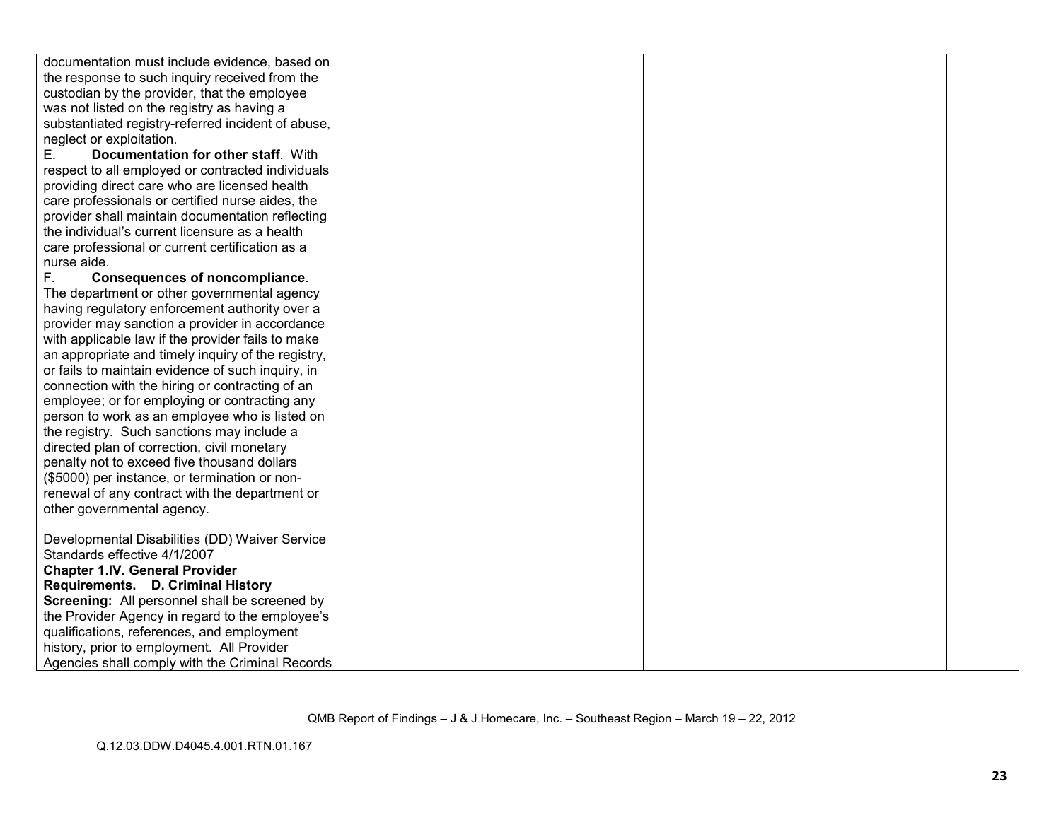| | | | |
|---|---|---|---|
| documentation must include evidence, based on the response to such inquiry received from the custodian by the provider, that the employee was not listed on the registry as having a substantiated registry-referred incident of abuse, neglect or exploitation.<br>E. **Documentation for other staff**. With respect to all employed or contracted individuals providing direct care who are licensed health care professionals or certified nurse aides, the provider shall maintain documentation reflecting the individual's current licensure as a health care professional or current certification as a nurse aide.<br>F. **Consequences of noncompliance**. The department or other governmental agency having regulatory enforcement authority over a provider may sanction a provider in accordance with applicable law if the provider fails to make an appropriate and timely inquiry of the registry, or fails to maintain evidence of such inquiry, in connection with the hiring or contracting of an employee; or for employing or contracting any person to work as an employee who is listed on the registry. Such sanctions may include a directed plan of correction, civil monetary penalty not to exceed five thousand dollars ($5000) per instance, or termination or non-renewal of any contract with the department or other governmental agency.<br><br>Developmental Disabilities (DD) Waiver Service Standards effective 4/1/2007<br>**Chapter 1.IV. General Provider Requirements. D. Criminal History Screening:** All personnel shall be screened by the Provider Agency in regard to the employee's qualifications, references, and employment history, prior to employment. All Provider Agencies shall comply with the Criminal Records | | | |

QMB Report of Findings – J & J Homecare, Inc. – Southeast Region – March 19 – 22, 2012

Q.12.03.DDW.D4045.4.001.RTN.01.167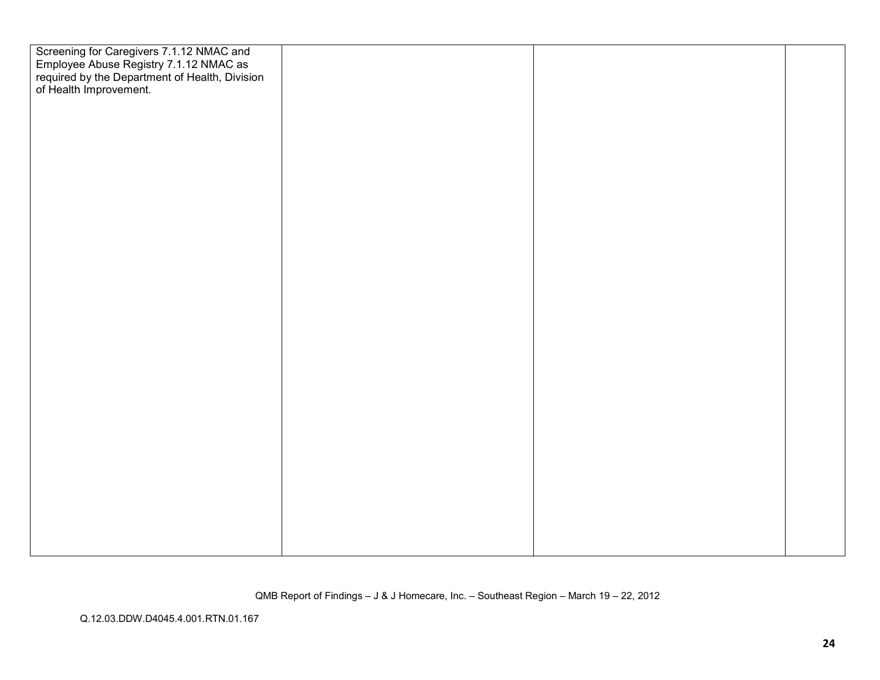| | | | |
|---|---|---|---|
| Screening for Caregivers 7.1.12 NMAC and Employee Abuse Registry 7.1.12 NMAC as required by the Department of Health, Division of Health Improvement. | | | |

QMB Report of Findings – J & J Homecare, Inc. – Southeast Region – March 19 – 22, 2012

Q.12.03.DDW.D4045.4.001.RTN.01.167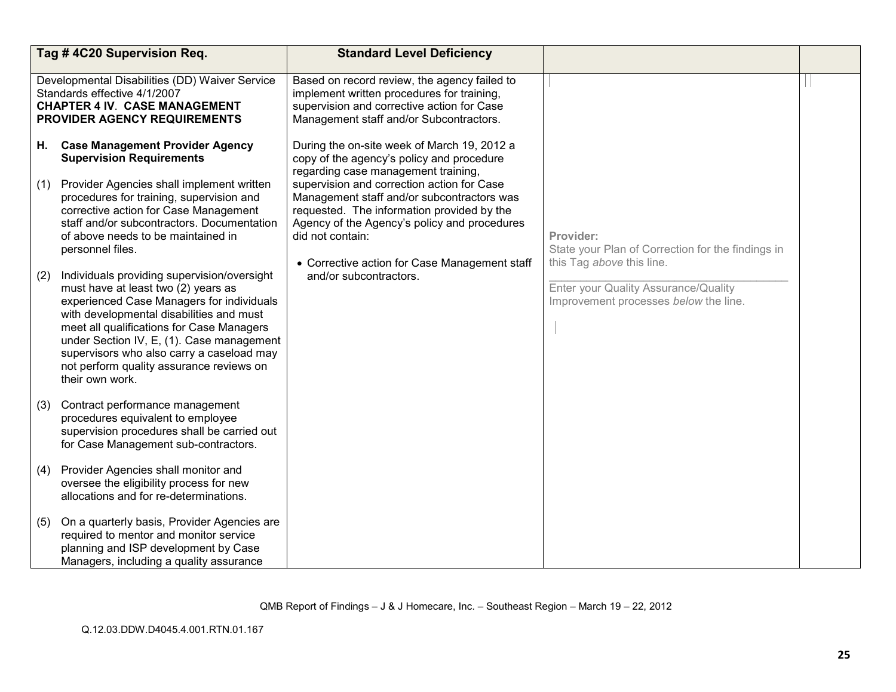| Tag # 4C20 Supervision Req. | Standard Level Deficiency | | |
|---|---|---|---|
| Developmental Disabilities (DD) Waiver Service Standards effective 4/1/2007<br>**CHAPTER 4 IV. CASE MANAGEMENT PROVIDER AGENCY REQUIREMENTS**<br><br>**H. Case Management Provider Agency Supervision Requirements**<br><br>(1) Provider Agencies shall implement written procedures for training, supervision and corrective action for Case Management staff and/or subcontractors. Documentation of above needs to be maintained in personnel files.<br><br>(2) Individuals providing supervision/oversight must have at least two (2) years as experienced Case Managers for individuals with developmental disabilities and must meet all qualifications for Case Managers under Section IV, E, (1). Case management supervisors who also carry a caseload may not perform quality assurance reviews on their own work.<br><br>(3) Contract performance management procedures equivalent to employee supervision procedures shall be carried out for Case Management sub-contractors.<br><br>(4) Provider Agencies shall monitor and oversee the eligibility process for new allocations and for re-determinations.<br><br>(5) On a quarterly basis, Provider Agencies are required to mentor and monitor service planning and ISP development by Case Managers, including a quality assurance | Based on record review, the agency failed to implement written procedures for training, supervision and corrective action for Case Management staff and/or Subcontractors.<br><br>During the on-site week of March 19, 2012 a copy of the agency's policy and procedure regarding case management training, supervision and correction action for Case Management staff and/or subcontractors was requested. The information provided by the Agency of the Agency's policy and procedures did not contain:<br><br>• Corrective action for Case Management staff and/or subcontractors. | **Provider:**<br>State your Plan of Correction for the findings in this Tag *above* this line.<br>\_\_\_\_\_\_\_\_\_\_\_\_\_\_\_\_\_\_\_\_\_\_\_\_\_\_\_\_\_\_\_\_\_\_\_\_<br>Enter your Quality Assurance/Quality Improvement processes *below* the line. | |

QMB Report of Findings – J & J Homecare, Inc. – Southeast Region – March 19 – 22, 2012

Q.12.03.DDW.D4045.4.001.RTN.01.167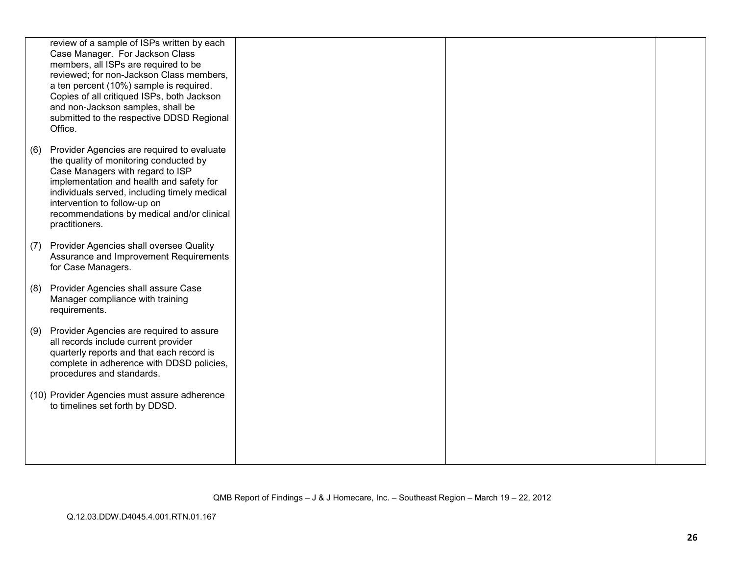| | | | |
|---|---|---|---|
| review of a sample of ISPs written by each Case Manager. For Jackson Class members, all ISPs are required to be reviewed; for non-Jackson Class members, a ten percent (10%) sample is required. Copies of all critiqued ISPs, both Jackson and non-Jackson samples, shall be submitted to the respective DDSD Regional Office.<br><br>(6) Provider Agencies are required to evaluate the quality of monitoring conducted by Case Managers with regard to ISP implementation and health and safety for individuals served, including timely medical intervention to follow-up on recommendations by medical and/or clinical practitioners.<br><br>(7) Provider Agencies shall oversee Quality Assurance and Improvement Requirements for Case Managers.<br><br>(8) Provider Agencies shall assure Case Manager compliance with training requirements.<br><br>(9) Provider Agencies are required to assure all records include current provider quarterly reports and that each record is complete in adherence with DDSD policies, procedures and standards.<br><br>(10) Provider Agencies must assure adherence to timelines set forth by DDSD. | | | |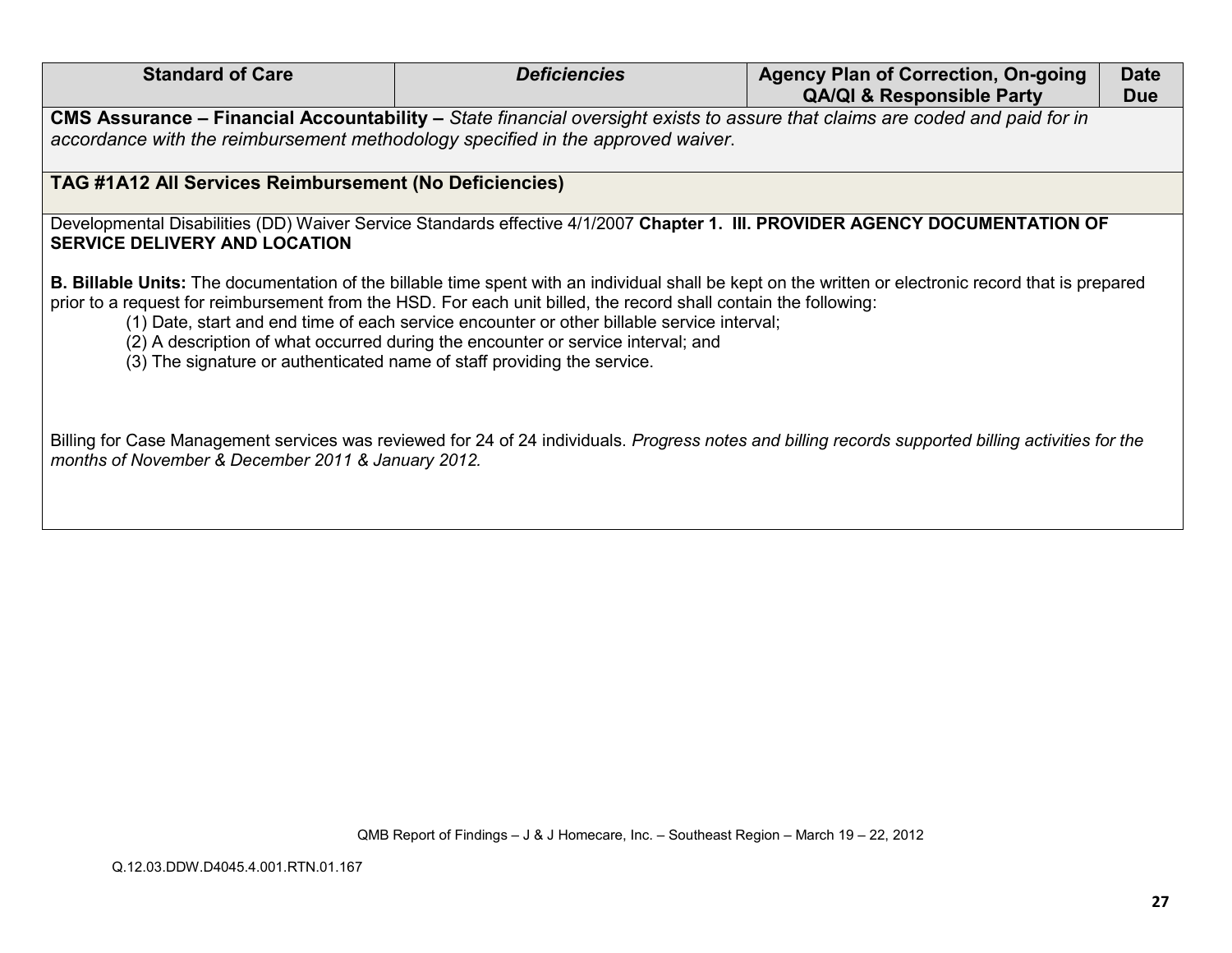| Standard of Care | *Deficiencies* | Agency Plan of Correction, On-going QA/QI & Responsible Party | Date Due |
|---|---|---|---|
| **CMS Assurance – Financial Accountability –** *State financial oversight exists to assure that claims are coded and paid for in accordance with the reimbursement methodology specified in the approved waiver*. | | | |
| **TAG #1A12 All Services Reimbursement (No Deficiencies)** | | | |
| Developmental Disabilities (DD) Waiver Service Standards effective 4/1/2007 **Chapter 1. III. PROVIDER AGENCY DOCUMENTATION OF SERVICE DELIVERY AND LOCATION**<br><br>**B. Billable Units:** The documentation of the billable time spent with an individual shall be kept on the written or electronic record that is prepared prior to a request for reimbursement from the HSD. For each unit billed, the record shall contain the following:<br>(1) Date, start and end time of each service encounter or other billable service interval;<br>(2) A description of what occurred during the encounter or service interval; and<br>(3) The signature or authenticated name of staff providing the service.<br><br>Billing for Case Management services was reviewed for 24 of 24 individuals. *Progress notes and billing records supported billing activities for the months of November & December 2011 & January 2012.* | | | |

QMB Report of Findings – J & J Homecare, Inc. – Southeast Region – March 19 – 22, 2012

Q.12.03.DDW.D4045.4.001.RTN.01.167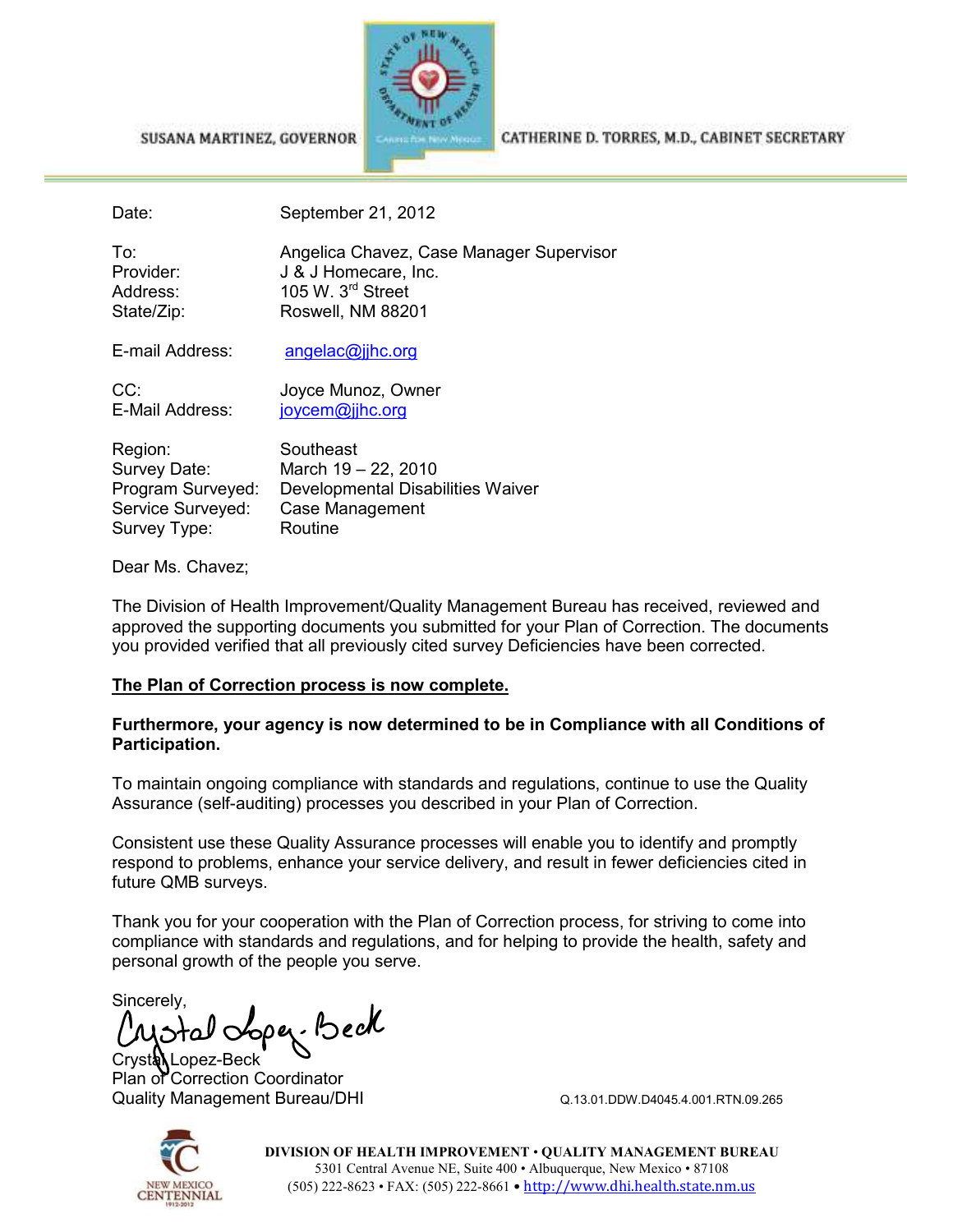SUSANA MARTINEZ, GOVERNOR

CATHERINE D. TORRES, M.D., CABINET SECRETARY

| | |
|---|---|
| Date: | September 21, 2012 |
| To: | Angelica Chavez, Case Manager Supervisor |
| Provider: | J & J Homecare, Inc. |
| Address: | 105 W. 3rd Street |
| State/Zip: | Roswell, NM 88201 |
| E-mail Address: | angelac@jjhc.org |
| CC: | Joyce Munoz, Owner |
| E-Mail Address: | joycem@jjhc.org |
| Region: | Southeast |
| Survey Date: | March 19 – 22, 2010 |
| Program Surveyed: | Developmental Disabilities Waiver |
| Service Surveyed: | Case Management |
| Survey Type: | Routine |

Dear Ms. Chavez;

The Division of Health Improvement/Quality Management Bureau has received, reviewed and approved the supporting documents you submitted for your Plan of Correction. The documents you provided verified that all previously cited survey Deficiencies have been corrected.

**The Plan of Correction process is now complete.**

**Furthermore, your agency is now determined to be in Compliance with all Conditions of Participation.**

To maintain ongoing compliance with standards and regulations, continue to use the Quality Assurance (self-auditing) processes you described in your Plan of Correction.

Consistent use these Quality Assurance processes will enable you to identify and promptly respond to problems, enhance your service delivery, and result in fewer deficiencies cited in future QMB surveys.

Thank you for your cooperation with the Plan of Correction process, for striving to come into compliance with standards and regulations, and for helping to provide the health, safety and personal growth of the people you serve.

Sincerely,

Crystal Lopez-Beck

Crystal Lopez-Beck
Plan of Correction Coordinator
Quality Management Bureau/DHI

Q.13.01.DDW.D4045.4.001.RTN.09.265

**DIVISION OF HEALTH IMPROVEMENT • QUALITY MANAGEMENT BUREAU**
5301 Central Avenue NE, Suite 400 • Albuquerque, New Mexico • 87108
(505) 222-8623 • FAX: (505) 222-8661 • http://www.dhi.health.state.nm.us